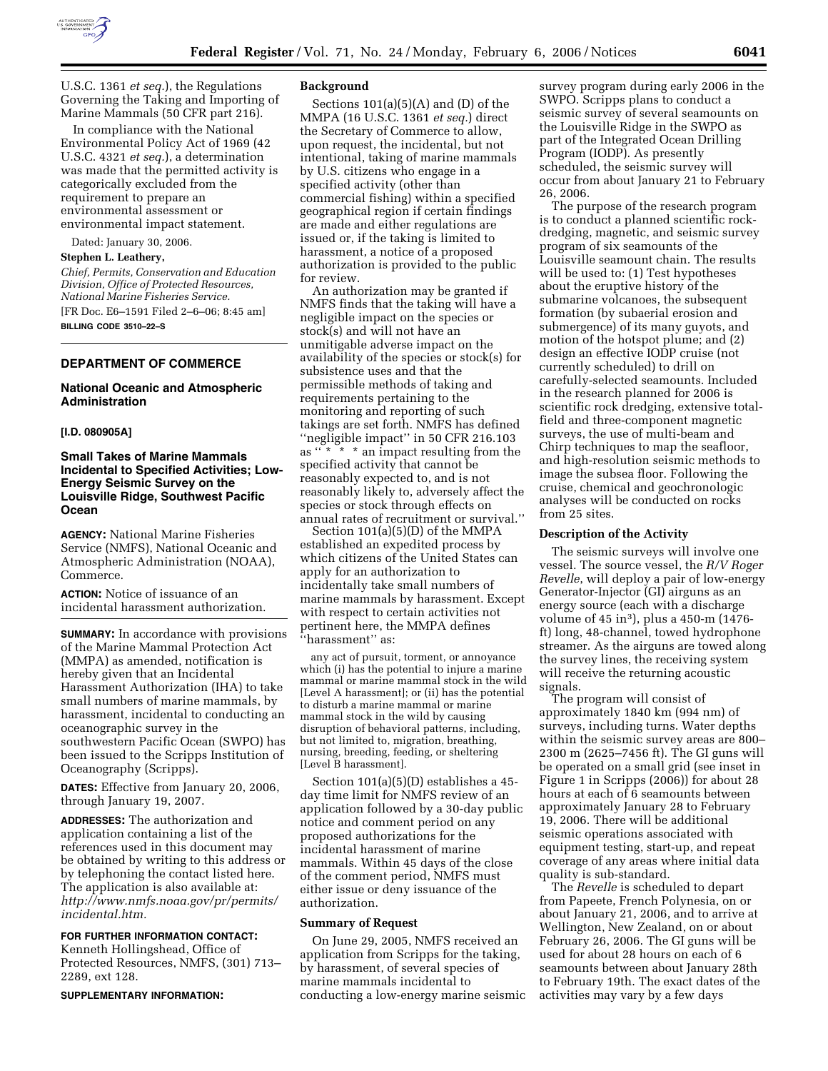U.S.C. 1361 *et seq.*), the Regulations Governing the Taking and Importing of Marine Mammals (50 CFR part 216).

In compliance with the National Environmental Policy Act of 1969 (42 U.S.C. 4321 *et seq.*), a determination was made that the permitted activity is categorically excluded from the requirement to prepare an environmental assessment or environmental impact statement.

Dated: January 30, 2006.

**Stephen L. Leathery,**

*Chief, Permits, Conservation and Education Division, Office of Protected Resources, National Marine Fisheries Service.*

[FR Doc. E6–1591 Filed 2–6–06; 8:45 am]

**BILLING CODE 3510–22–S**

## DEPARTMENT OF COMMERCE

### National Oceanic and Atmospheric Administration

**[I.D. 080905A]**

### Small Takes of Marine Mammals Incidental to Specified Activities; Low-Energy Seismic Survey on the Louisville Ridge, Southwest Pacific Ocean

**AGENCY:** National Marine Fisheries Service (NMFS), National Oceanic and Atmospheric Administration (NOAA), Commerce.

**ACTION:** Notice of issuance of an incidental harassment authorization.

**SUMMARY:** In accordance with provisions of the Marine Mammal Protection Act (MMPA) as amended, notification is hereby given that an Incidental Harassment Authorization (IHA) to take small numbers of marine mammals, by harassment, incidental to conducting an oceanographic survey in the southwestern Pacific Ocean (SWPO) has been issued to the Scripps Institution of Oceanography (Scripps).

**DATES:** Effective from January 20, 2006, through January 19, 2007.

**ADDRESSES:** The authorization and application containing a list of the references used in this document may be obtained by writing to this address or by telephoning the contact listed here. The application is also available at: *http://www.nmfs.noaa.gov/pr/permits/incidental.htm.*

**FOR FURTHER INFORMATION CONTACT:** Kenneth Hollingshead, Office of Protected Resources, NMFS, (301) 713–2289, ext 128.

**SUPPLEMENTARY INFORMATION:**

**Background**

Sections 101(a)(5)(A) and (D) of the MMPA (16 U.S.C. 1361 *et seq.*) direct the Secretary of Commerce to allow, upon request, the incidental, but not intentional, taking of marine mammals by U.S. citizens who engage in a specified activity (other than commercial fishing) within a specified geographical region if certain findings are made and either regulations are issued or, if the taking is limited to harassment, a notice of a proposed authorization is provided to the public for review.

An authorization may be granted if NMFS finds that the taking will have a negligible impact on the species or stock(s) and will not have an unmitigable adverse impact on the availability of the species or stock(s) for subsistence uses and that the permissible methods of taking and requirements pertaining to the monitoring and reporting of such takings are set forth. NMFS has defined ''negligible impact'' in 50 CFR 216.103 as ''* * * an impact resulting from the specified activity that cannot be reasonably expected to, and is not reasonably likely to, adversely affect the species or stock through effects on annual rates of recruitment or survival.''

Section 101(a)(5)(D) of the MMPA established an expedited process by which citizens of the United States can apply for an authorization to incidentally take small numbers of marine mammals by harassment. Except with respect to certain activities not pertinent here, the MMPA defines ''harassment'' as:

> any act of pursuit, torment, or annoyance which (i) has the potential to injure a marine mammal or marine mammal stock in the wild [Level A harassment]; or (ii) has the potential to disturb a marine mammal or marine mammal stock in the wild by causing disruption of behavioral patterns, including, but not limited to, migration, breathing, nursing, breeding, feeding, or sheltering [Level B harassment].

Section 101(a)(5)(D) establishes a 45-day time limit for NMFS review of an application followed by a 30-day public notice and comment period on any proposed authorizations for the incidental harassment of marine mammals. Within 45 days of the close of the comment period, NMFS must either issue or deny issuance of the authorization.

**Summary of Request**

On June 29, 2005, NMFS received an application from Scripps for the taking, by harassment, of several species of marine mammals incidental to conducting a low-energy marine seismic survey program during early 2006 in the SWPO. Scripps plans to conduct a seismic survey of several seamounts on the Louisville Ridge in the SWPO as part of the Integrated Ocean Drilling Program (IODP). As presently scheduled, the seismic survey will occur from about January 21 to February 26, 2006.

The purpose of the research program is to conduct a planned scientific rock-dredging, magnetic, and seismic survey program of six seamounts of the Louisville seamount chain. The results will be used to: (1) Test hypotheses about the eruptive history of the submarine volcanoes, the subsequent formation (by subaerial erosion and submergence) of its many guyots, and motion of the hotspot plume; and (2) design an effective IODP cruise (not currently scheduled) to drill on carefully-selected seamounts. Included in the research planned for 2006 is scientific rock dredging, extensive total-field and three-component magnetic surveys, the use of multi-beam and Chirp techniques to map the seafloor, and high-resolution seismic methods to image the subsea floor. Following the cruise, chemical and geochronologic analyses will be conducted on rocks from 25 sites.

**Description of the Activity**

The seismic surveys will involve one vessel. The source vessel, the *R/V Roger Revelle*, will deploy a pair of low-energy Generator-Injector (GI) airguns as an energy source (each with a discharge volume of 45 in$^3$), plus a 450-m (1476-ft) long, 48-channel, towed hydrophone streamer. As the airguns are towed along the survey lines, the receiving system will receive the returning acoustic signals.

The program will consist of approximately 1840 km (994 nm) of surveys, including turns. Water depths within the seismic survey areas are 800–2300 m (2625–7456 ft). The GI guns will be operated on a small grid (see inset in Figure 1 in Scripps (2006)) for about 28 hours at each of 6 seamounts between approximately January 28 to February 19, 2006. There will be additional seismic operations associated with equipment testing, start-up, and repeat coverage of any areas where initial data quality is sub-standard.

The *Revelle* is scheduled to depart from Papeete, French Polynesia, on or about January 21, 2006, and to arrive at Wellington, New Zealand, on or about February 26, 2006. The GI guns will be used for about 28 hours on each of 6 seamounts between about January 28th to February 19th. The exact dates of the activities may vary by a few days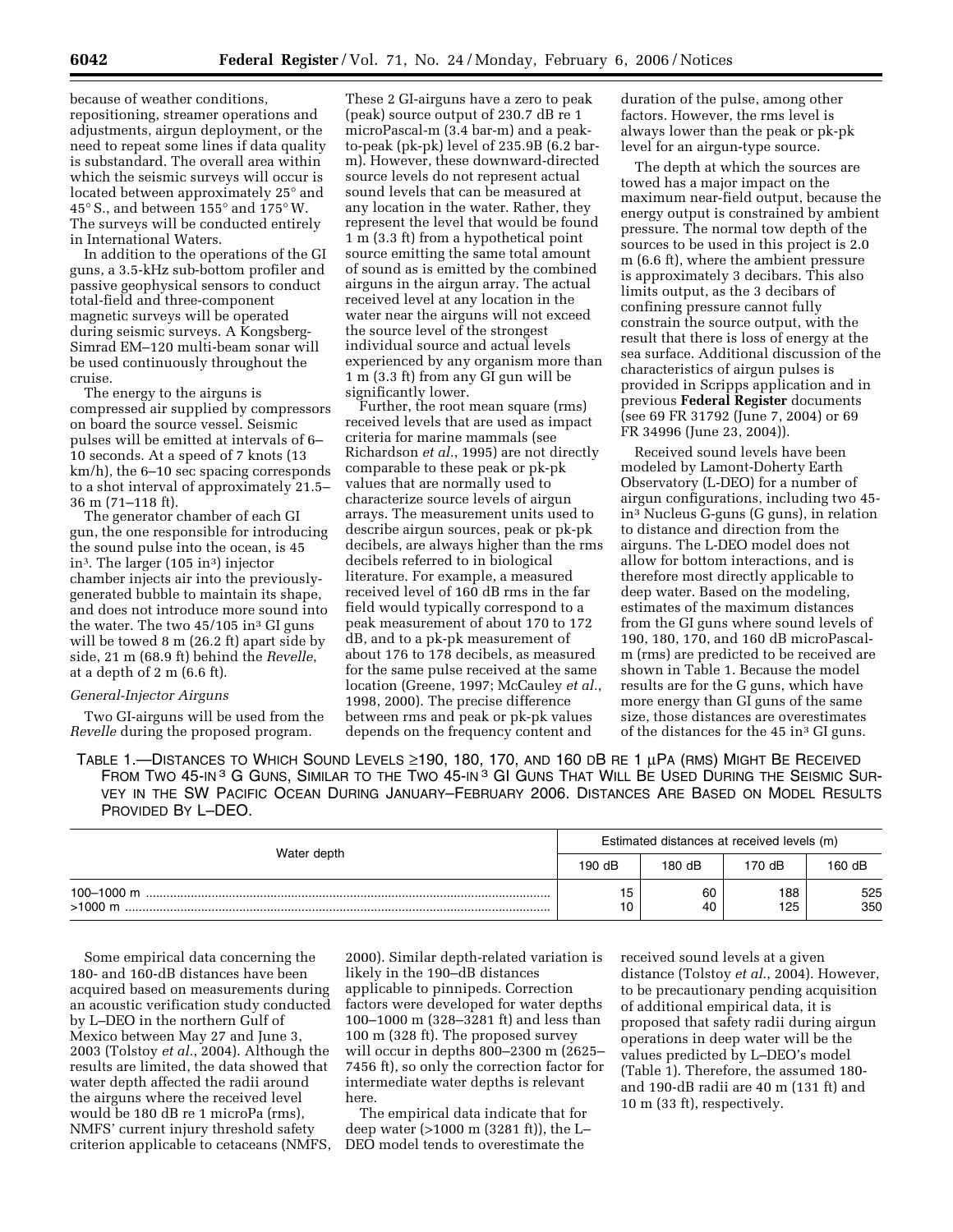because of weather conditions, repositioning, streamer operations and adjustments, airgun deployment, or the need to repeat some lines if data quality is substandard. The overall area within which the seismic surveys will occur is located between approximately 25° and 45° S., and between 155° and 175° W. The surveys will be conducted entirely in International Waters.

In addition to the operations of the GI guns, a 3.5-kHz sub-bottom profiler and passive geophysical sensors to conduct total-field and three-component magnetic surveys will be operated during seismic surveys. A Kongsberg-Simrad EM–120 multi-beam sonar will be used continuously throughout the cruise.

The energy to the airguns is compressed air supplied by compressors on board the source vessel. Seismic pulses will be emitted at intervals of 6–10 seconds. At a speed of 7 knots (13 km/h), the 6–10 sec spacing corresponds to a shot interval of approximately 21.5–36 m (71–118 ft).

The generator chamber of each GI gun, the one responsible for introducing the sound pulse into the ocean, is 45 in$^3$. The larger (105 in$^3$) injector chamber injects air into the previously-generated bubble to maintain its shape, and does not introduce more sound into the water. The two 45/105 in$^3$ GI guns will be towed 8 m (26.2 ft) apart side by side, 21 m (68.9 ft) behind the *Revelle*, at a depth of 2 m (6.6 ft).

*General-Injector Airguns*

Two GI-airguns will be used from the *Revelle* during the proposed program. These 2 GI-airguns have a zero to peak (peak) source output of 230.7 dB re 1 microPascal-m (3.4 bar-m) and a peak-to-peak (pk-pk) level of 235.9B (6.2 bar-m). However, these downward-directed source levels do not represent actual sound levels that can be measured at any location in the water. Rather, they represent the level that would be found 1 m (3.3 ft) from a hypothetical point source emitting the same total amount of sound as is emitted by the combined airguns in the airgun array. The actual received level at any location in the water near the airguns will not exceed the source level of the strongest individual source and actual levels experienced by any organism more than 1 m (3.3 ft) from any GI gun will be significantly lower.

Further, the root mean square (rms) received levels that are used as impact criteria for marine mammals (see Richardson *et al.*, 1995) are not directly comparable to these peak or pk-pk values that are normally used to characterize source levels of airgun arrays. The measurement units used to describe airgun sources, peak or pk-pk decibels, are always higher than the rms decibels referred to in biological literature. For example, a measured received level of 160 dB rms in the far field would typically correspond to a peak measurement of about 170 to 172 dB, and to a pk-pk measurement of about 176 to 178 decibels, as measured for the same pulse received at the same location (Greene, 1997; McCauley *et al.*, 1998, 2000). The precise difference between rms and peak or pk-pk values depends on the frequency content and duration of the pulse, among other factors. However, the rms level is always lower than the peak or pk-pk level for an airgun-type source.

The depth at which the sources are towed has a major impact on the maximum near-field output, because the energy output is constrained by ambient pressure. The normal tow depth of the sources to be used in this project is 2.0 m (6.6 ft), where the ambient pressure is approximately 3 decibars. This also limits output, as the 3 decibars of confining pressure cannot fully constrain the source output, with the result that there is loss of energy at the sea surface. Additional discussion of the characteristics of airgun pulses is provided in Scripps application and in previous **Federal Register** documents (see 69 FR 31792 (June 7, 2004) or 69 FR 34996 (June 23, 2004)).

Received sound levels have been modeled by Lamont-Doherty Earth Observatory (L-DEO) for a number of airgun configurations, including two 45-in$^3$ Nucleus G-guns (G guns), in relation to distance and direction from the airguns. The L-DEO model does not allow for bottom interactions, and is therefore most directly applicable to deep water. Based on the modeling, estimates of the maximum distances from the GI guns where sound levels of 190, 180, 170, and 160 dB microPascal-m (rms) are predicted to be received are shown in Table 1. Because the model results are for the G guns, which have more energy than GI guns of the same size, those distances are overestimates of the distances for the 45 in$^3$ GI guns.

TABLE 1.—DISTANCES TO WHICH SOUND LEVELS ≥190, 180, 170, AND 160 DB RE 1 μPA (RMS) MIGHT BE RECEIVED FROM TWO 45-IN$^3$ G GUNS, SIMILAR TO THE TWO 45-IN$^3$ GI GUNS THAT WILL BE USED DURING THE SEISMIC SURVEY IN THE SW PACIFIC OCEAN DURING JANUARY–FEBRUARY 2006. DISTANCES ARE BASED ON MODEL RESULTS PROVIDED BY L–DEO.

| Water depth | Estimated distances at received levels (m) | | | |
|---|---|---|---|---|
| | 190 dB | 180 dB | 170 dB | 160 dB |
| 100–1000 m | 15 | 60 | 188 | 525 |
| >1000 m | 10 | 40 | 125 | 350 |

Some empirical data concerning the 180- and 160-dB distances have been acquired based on measurements during an acoustic verification study conducted by L–DEO in the northern Gulf of Mexico between May 27 and June 3, 2003 (Tolstoy *et al.*, 2004). Although the results are limited, the data showed that water depth affected the radii around the airguns where the received level would be 180 dB re 1 microPa (rms), NMFS' current injury threshold safety criterion applicable to cetaceans (NMFS, 2000). Similar depth-related variation is likely in the 190–dB distances applicable to pinnipeds. Correction factors were developed for water depths 100–1000 m (328–3281 ft) and less than 100 m (328 ft). The proposed survey will occur in depths 800–2300 m (2625–7456 ft), so only the correction factor for intermediate water depths is relevant here.

The empirical data indicate that for deep water (>1000 m (3281 ft)), the L–DEO model tends to overestimate the received sound levels at a given distance (Tolstoy *et al.*, 2004). However, to be precautionary pending acquisition of additional empirical data, it is proposed that safety radii during airgun operations in deep water will be the values predicted by L–DEO's model (Table 1). Therefore, the assumed 180- and 190-dB radii are 40 m (131 ft) and 10 m (33 ft), respectively.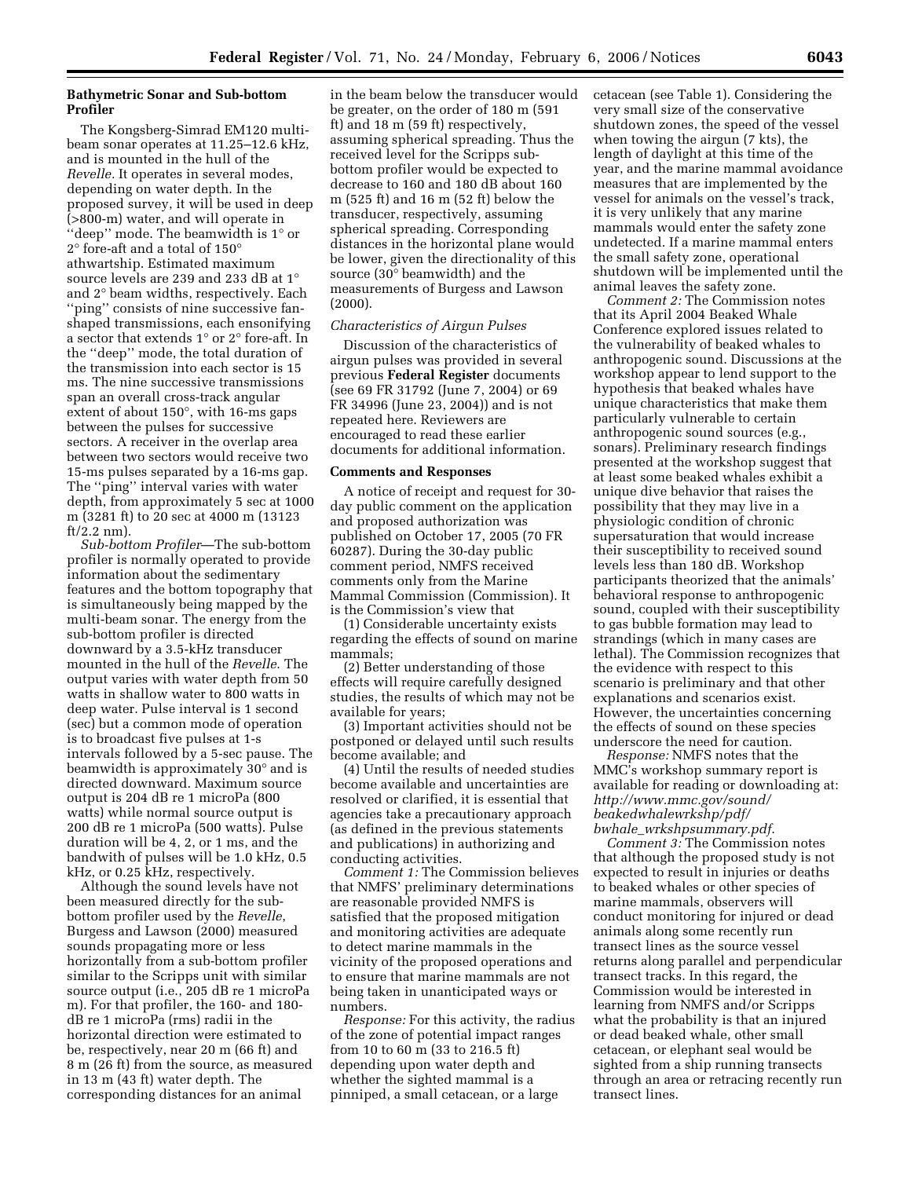### Bathymetric Sonar and Sub-bottom Profiler

The Kongsberg-Simrad EM120 multi-beam sonar operates at 11.25–12.6 kHz, and is mounted in the hull of the *Revelle*. It operates in several modes, depending on water depth. In the proposed survey, it will be used in deep (>800-m) water, and will operate in ''deep'' mode. The beamwidth is 1° or 2° fore-aft and a total of 150° athwartship. Estimated maximum source levels are 239 and 233 dB at 1° and 2° beam widths, respectively. Each ''ping'' consists of nine successive fan-shaped transmissions, each ensonifying a sector that extends 1° or 2° fore-aft. In the ''deep'' mode, the total duration of the transmission into each sector is 15 ms. The nine successive transmissions span an overall cross-track angular extent of about 150°, with 16-ms gaps between the pulses for successive sectors. A receiver in the overlap area between two sectors would receive two 15-ms pulses separated by a 16-ms gap. The ''ping'' interval varies with water depth, from approximately 5 sec at 1000 m (3281 ft) to 20 sec at 4000 m (13123 ft/2.2 nm).

*Sub-bottom Profiler*—The sub-bottom profiler is normally operated to provide information about the sedimentary features and the bottom topography that is simultaneously being mapped by the multi-beam sonar. The energy from the sub-bottom profiler is directed downward by a 3.5-kHz transducer mounted in the hull of the *Revelle*. The output varies with water depth from 50 watts in shallow water to 800 watts in deep water. Pulse interval is 1 second (sec) but a common mode of operation is to broadcast five pulses at 1-s intervals followed by a 5-sec pause. The beamwidth is approximately 30° and is directed downward. Maximum source output is 204 dB re 1 microPa (800 watts) while normal source output is 200 dB re 1 microPa (500 watts). Pulse duration will be 4, 2, or 1 ms, and the bandwith of pulses will be 1.0 kHz, 0.5 kHz, or 0.25 kHz, respectively.

Although the sound levels have not been measured directly for the sub-bottom profiler used by the *Revelle*, Burgess and Lawson (2000) measured sounds propagating more or less horizontally from a sub-bottom profiler similar to the Scripps unit with similar source output (i.e., 205 dB re 1 microPa m). For that profiler, the 160- and 180-dB re 1 microPa (rms) radii in the horizontal direction were estimated to be, respectively, near 20 m (66 ft) and 8 m (26 ft) from the source, as measured in 13 m (43 ft) water depth. The corresponding distances for an animal in the beam below the transducer would be greater, on the order of 180 m (591 ft) and 18 m (59 ft) respectively, assuming spherical spreading. Thus the received level for the Scripps sub-bottom profiler would be expected to decrease to 160 and 180 dB about 160 m (525 ft) and 16 m (52 ft) below the transducer, respectively, assuming spherical spreading. Corresponding distances in the horizontal plane would be lower, given the directionality of this source (30° beamwidth) and the measurements of Burgess and Lawson (2000).

### *Characteristics of Airgun Pulses*

Discussion of the characteristics of airgun pulses was provided in several previous **Federal Register** documents (see 69 FR 31792 (June 7, 2004) or 69 FR 34996 (June 23, 2004)) and is not repeated here. Reviewers are encouraged to read these earlier documents for additional information.

### Comments and Responses

A notice of receipt and request for 30-day public comment on the application and proposed authorization was published on October 17, 2005 (70 FR 60287). During the 30-day public comment period, NMFS received comments only from the Marine Mammal Commission (Commission). It is the Commission's view that

(1) Considerable uncertainty exists regarding the effects of sound on marine mammals;

(2) Better understanding of those effects will require carefully designed studies, the results of which may not be available for years;

(3) Important activities should not be postponed or delayed until such results become available; and

(4) Until the results of needed studies become available and uncertainties are resolved or clarified, it is essential that agencies take a precautionary approach (as defined in the previous statements and publications) in authorizing and conducting activities.

*Comment 1:* The Commission believes that NMFS' preliminary determinations are reasonable provided NMFS is satisfied that the proposed mitigation and monitoring activities are adequate to detect marine mammals in the vicinity of the proposed operations and to ensure that marine mammals are not being taken in unanticipated ways or numbers.

*Response:* For this activity, the radius of the zone of potential impact ranges from 10 to 60 m (33 to 216.5 ft) depending upon water depth and whether the sighted mammal is a pinniped, a small cetacean, or a large cetacean (see Table 1). Considering the very small size of the conservative shutdown zones, the speed of the vessel when towing the airgun (7 kts), the length of daylight at this time of the year, and the marine mammal avoidance measures that are implemented by the vessel for animals on the vessel's track, it is very unlikely that any marine mammals would enter the safety zone undetected. If a marine mammal enters the small safety zone, operational shutdown will be implemented until the animal leaves the safety zone.

*Comment 2:* The Commission notes that its April 2004 Beaked Whale Conference explored issues related to the vulnerability of beaked whales to anthropogenic sound. Discussions at the workshop appear to lend support to the hypothesis that beaked whales have unique characteristics that make them particularly vulnerable to certain anthropogenic sound sources (e.g., sonars). Preliminary research findings presented at the workshop suggest that at least some beaked whales exhibit a unique dive behavior that raises the possibility that they may live in a physiologic condition of chronic supersaturation that would increase their susceptibility to received sound levels less than 180 dB. Workshop participants theorized that the animals' behavioral response to anthropogenic sound, coupled with their susceptibility to gas bubble formation may lead to strandings (which in many cases are lethal). The Commission recognizes that the evidence with respect to this scenario is preliminary and that other explanations and scenarios exist. However, the uncertainties concerning the effects of sound on these species underscore the need for caution.

*Response:* NMFS notes that the MMC's workshop summary report is available for reading or downloading at: *http://www.mmc.gov/sound/beakedwhalewrkshp/pdf/bwhale_wrkshpsummary.pdf*.

*Comment 3:* The Commission notes that although the proposed study is not expected to result in injuries or deaths to beaked whales or other species of marine mammals, observers will conduct monitoring for injured or dead animals along some recently run transect lines as the source vessel returns along parallel and perpendicular transect tracks. In this regard, the Commission would be interested in learning from NMFS and/or Scripps what the probability is that an injured or dead beaked whale, other small cetacean, or elephant seal would be sighted from a ship running transects through an area or retracing recently run transect lines.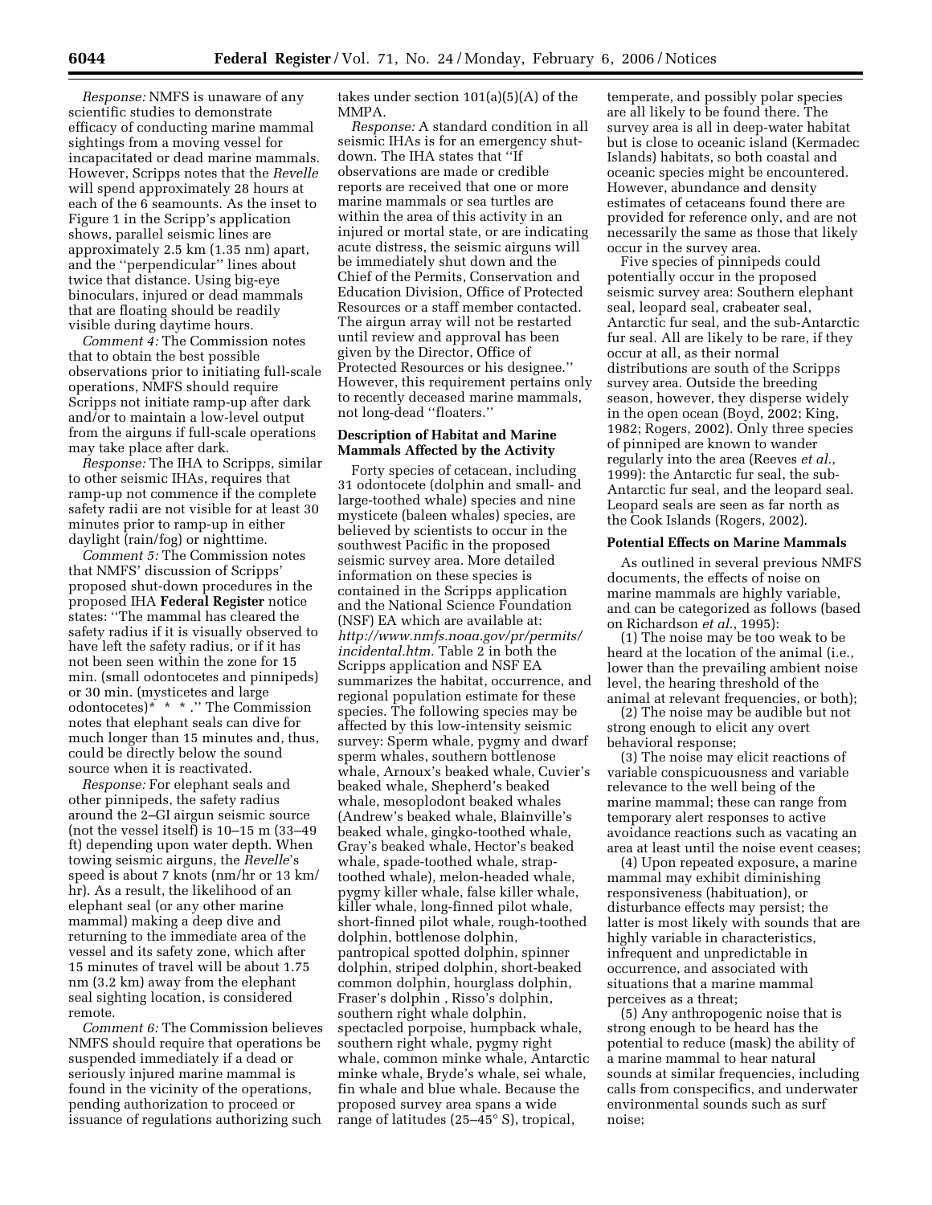*Response:* NMFS is unaware of any scientific studies to demonstrate efficacy of conducting marine mammal sightings from a moving vessel for incapacitated or dead marine mammals. However, Scripps notes that the *Revelle* will spend approximately 28 hours at each of the 6 seamounts. As the inset to Figure 1 in the Scripp's application shows, parallel seismic lines are approximately 2.5 km (1.35 nm) apart, and the ''perpendicular'' lines about twice that distance. Using big-eye binoculars, injured or dead mammals that are floating should be readily visible during daytime hours.

*Comment 4:* The Commission notes that to obtain the best possible observations prior to initiating full-scale operations, NMFS should require Scripps not initiate ramp-up after dark and/or to maintain a low-level output from the airguns if full-scale operations may take place after dark.

*Response:* The IHA to Scripps, similar to other seismic IHAs, requires that ramp-up not commence if the complete safety radii are not visible for at least 30 minutes prior to ramp-up in either daylight (rain/fog) or nighttime.

*Comment 5:* The Commission notes that NMFS' discussion of Scripps' proposed shut-down procedures in the proposed IHA **Federal Register** notice states: ''The mammal has cleared the safety radius if it is visually observed to have left the safety radius, or if it has not been seen within the zone for 15 min. (small odontocetes and pinnipeds) or 30 min. (mysticetes and large odontocetes)* * * *.'' The Commission notes that elephant seals can dive for much longer than 15 minutes and, thus, could be directly below the sound source when it is reactivated.

*Response:* For elephant seals and other pinnipeds, the safety radius around the 2–GI airgun seismic source (not the vessel itself) is 10–15 m (33–49 ft) depending upon water depth. When towing seismic airguns, the *Revelle*'s speed is about 7 knots (nm/hr or 13 km/hr). As a result, the likelihood of an elephant seal (or any other marine mammal) making a deep dive and returning to the immediate area of the vessel and its safety zone, which after 15 minutes of travel will be about 1.75 nm (3.2 km) away from the elephant seal sighting location, is considered remote.

*Comment 6:* The Commission believes NMFS should require that operations be suspended immediately if a dead or seriously injured marine mammal is found in the vicinity of the operations, pending authorization to proceed or issuance of regulations authorizing such takes under section 101(a)(5)(A) of the MMPA.

*Response:* A standard condition in all seismic IHAs is for an emergency shut-down. The IHA states that ''If observations are made or credible reports are received that one or more marine mammals or sea turtles are within the area of this activity in an injured or mortal state, or are indicating acute distress, the seismic airguns will be immediately shut down and the Chief of the Permits, Conservation and Education Division, Office of Protected Resources or a staff member contacted. The airgun array will not be restarted until review and approval has been given by the Director, Office of Protected Resources or his designee.'' However, this requirement pertains only to recently deceased marine mammals, not long-dead ''floaters.''

## Description of Habitat and Marine Mammals Affected by the Activity

Forty species of cetacean, including 31 odontocete (dolphin and small- and large-toothed whale) species and nine mysticete (baleen whales) species, are believed by scientists to occur in the southwest Pacific in the proposed seismic survey area. More detailed information on these species is contained in the Scripps application and the National Science Foundation (NSF) EA which are available at: *http://www.nmfs.noaa.gov/pr/permits/incidental.htm.* Table 2 in both the Scripps application and NSF EA summarizes the habitat, occurrence, and regional population estimate for these species. The following species may be affected by this low-intensity seismic survey: Sperm whale, pygmy and dwarf sperm whales, southern bottlenose whale, Arnoux's beaked whale, Cuvier's beaked whale, Shepherd's beaked whale, mesoplodont beaked whales (Andrew's beaked whale, Blainville's beaked whale, gingko-toothed whale, Gray's beaked whale, Hector's beaked whale, spade-toothed whale, strap-toothed whale), melon-headed whale, pygmy killer whale, false killer whale, killer whale, long-finned pilot whale, short-finned pilot whale, rough-toothed dolphin, bottlenose dolphin, pantropical spotted dolphin, spinner dolphin, striped dolphin, short-beaked common dolphin, hourglass dolphin, Fraser's dolphin , Risso's dolphin, southern right whale dolphin, spectacled porpoise, humpback whale, southern right whale, pygmy right whale, common minke whale, Antarctic minke whale, Bryde's whale, sei whale, fin whale and blue whale. Because the proposed survey area spans a wide range of latitudes (25–45° S), tropical, temperate, and possibly polar species are all likely to be found there. The survey area is all in deep-water habitat but is close to oceanic island (Kermadec Islands) habitats, so both coastal and oceanic species might be encountered. However, abundance and density estimates of cetaceans found there are provided for reference only, and are not necessarily the same as those that likely occur in the survey area.

Five species of pinnipeds could potentially occur in the proposed seismic survey area: Southern elephant seal, leopard seal, crabeater seal, Antarctic fur seal, and the sub-Antarctic fur seal. All are likely to be rare, if they occur at all, as their normal distributions are south of the Scripps survey area. Outside the breeding season, however, they disperse widely in the open ocean (Boyd, 2002; King, 1982; Rogers, 2002). Only three species of pinniped are known to wander regularly into the area (Reeves *et al.*, 1999): the Antarctic fur seal, the sub-Antarctic fur seal, and the leopard seal. Leopard seals are seen as far north as the Cook Islands (Rogers, 2002).

## Potential Effects on Marine Mammals

As outlined in several previous NMFS documents, the effects of noise on marine mammals are highly variable, and can be categorized as follows (based on Richardson *et al.*, 1995):

(1) The noise may be too weak to be heard at the location of the animal (i.e., lower than the prevailing ambient noise level, the hearing threshold of the animal at relevant frequencies, or both);

(2) The noise may be audible but not strong enough to elicit any overt behavioral response;

(3) The noise may elicit reactions of variable conspicuousness and variable relevance to the well being of the marine mammal; these can range from temporary alert responses to active avoidance reactions such as vacating an area at least until the noise event ceases;

(4) Upon repeated exposure, a marine mammal may exhibit diminishing responsiveness (habituation), or disturbance effects may persist; the latter is most likely with sounds that are highly variable in characteristics, infrequent and unpredictable in occurrence, and associated with situations that a marine mammal perceives as a threat;

(5) Any anthropogenic noise that is strong enough to be heard has the potential to reduce (mask) the ability of a marine mammal to hear natural sounds at similar frequencies, including calls from conspecifics, and underwater environmental sounds such as surf noise;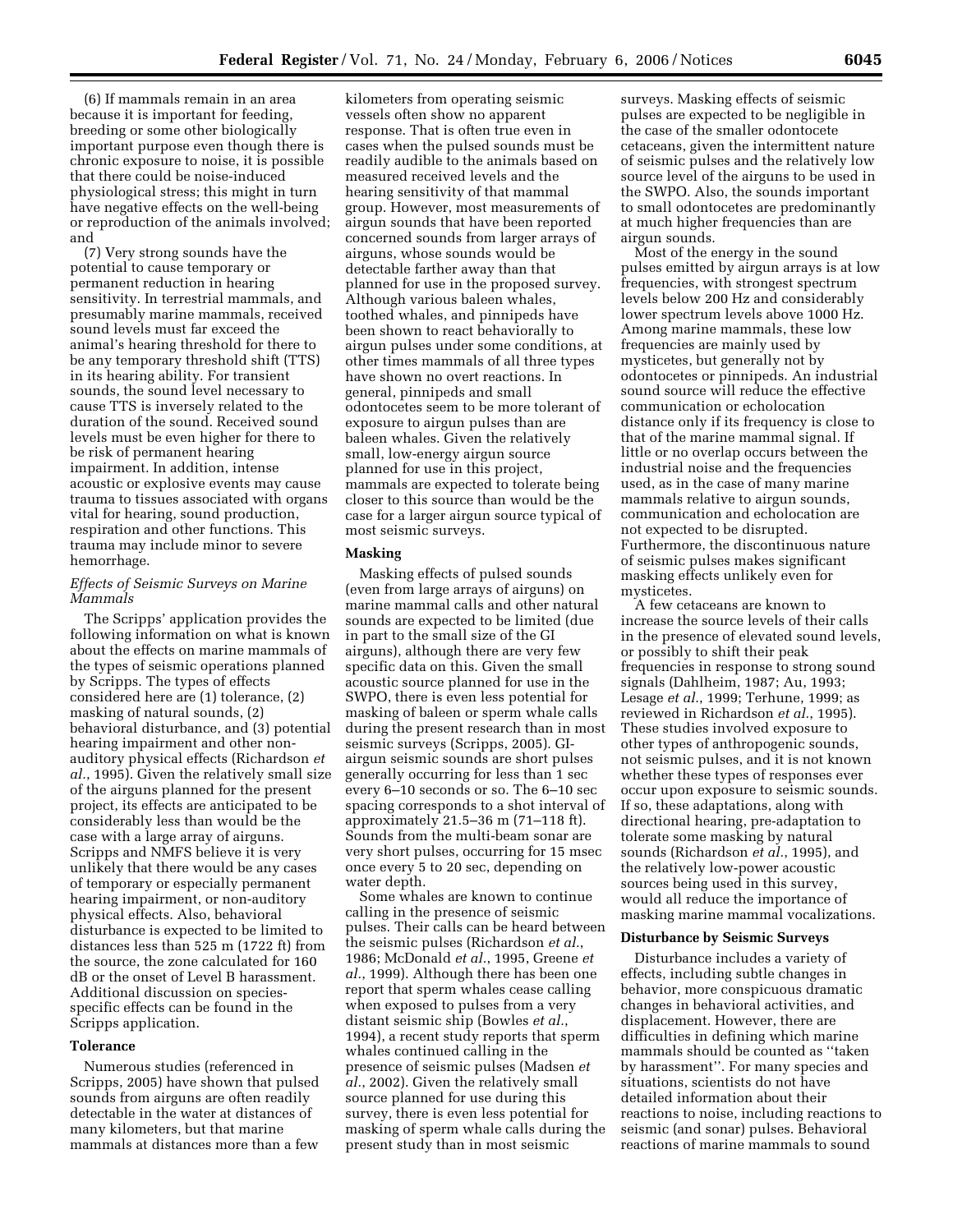(6) If mammals remain in an area because it is important for feeding, breeding or some other biologically important purpose even though there is chronic exposure to noise, it is possible that there could be noise-induced physiological stress; this might in turn have negative effects on the well-being or reproduction of the animals involved; and

(7) Very strong sounds have the potential to cause temporary or permanent reduction in hearing sensitivity. In terrestrial mammals, and presumably marine mammals, received sound levels must far exceed the animal's hearing threshold for there to be any temporary threshold shift (TTS) in its hearing ability. For transient sounds, the sound level necessary to cause TTS is inversely related to the duration of the sound. Received sound levels must be even higher for there to be risk of permanent hearing impairment. In addition, intense acoustic or explosive events may cause trauma to tissues associated with organs vital for hearing, sound production, respiration and other functions. This trauma may include minor to severe hemorrhage.

*Effects of Seismic Surveys on Marine Mammals*

The Scripps' application provides the following information on what is known about the effects on marine mammals of the types of seismic operations planned by Scripps. The types of effects considered here are (1) tolerance, (2) masking of natural sounds, (2) behavioral disturbance, and (3) potential hearing impairment and other non-auditory physical effects (Richardson *et al.*, 1995). Given the relatively small size of the airguns planned for the present project, its effects are anticipated to be considerably less than would be the case with a large array of airguns. Scripps and NMFS believe it is very unlikely that there would be any cases of temporary or especially permanent hearing impairment, or non-auditory physical effects. Also, behavioral disturbance is expected to be limited to distances less than 525 m (1722 ft) from the source, the zone calculated for 160 dB or the onset of Level B harassment. Additional discussion on species-specific effects can be found in the Scripps application.

**Tolerance**

Numerous studies (referenced in Scripps, 2005) have shown that pulsed sounds from airguns are often readily detectable in the water at distances of many kilometers, but that marine mammals at distances more than a few kilometers from operating seismic vessels often show no apparent response. That is often true even in cases when the pulsed sounds must be readily audible to the animals based on measured received levels and the hearing sensitivity of that mammal group. However, most measurements of airgun sounds that have been reported concerned sounds from larger arrays of airguns, whose sounds would be detectable farther away than that planned for use in the proposed survey. Although various baleen whales, toothed whales, and pinnipeds have been shown to react behaviorally to airgun pulses under some conditions, at other times mammals of all three types have shown no overt reactions. In general, pinnipeds and small odontocetes seem to be more tolerant of exposure to airgun pulses than are baleen whales. Given the relatively small, low-energy airgun source planned for use in this project, mammals are expected to tolerate being closer to this source than would be the case for a larger airgun source typical of most seismic surveys.

**Masking**

Masking effects of pulsed sounds (even from large arrays of airguns) on marine mammal calls and other natural sounds are expected to be limited (due in part to the small size of the GI airguns), although there are very few specific data on this. Given the small acoustic source planned for use in the SWPO, there is even less potential for masking of baleen or sperm whale calls during the present research than in most seismic surveys (Scripps, 2005). GI-airgun seismic sounds are short pulses generally occurring for less than 1 sec every 6–10 seconds or so. The 6–10 sec spacing corresponds to a shot interval of approximately 21.5–36 m (71–118 ft). Sounds from the multi-beam sonar are very short pulses, occurring for 15 msec once every 5 to 20 sec, depending on water depth.

Some whales are known to continue calling in the presence of seismic pulses. Their calls can be heard between the seismic pulses (Richardson *et al.*, 1986; McDonald *et al.*, 1995, Greene *et al.*, 1999). Although there has been one report that sperm whales cease calling when exposed to pulses from a very distant seismic ship (Bowles *et al.*, 1994), a recent study reports that sperm whales continued calling in the presence of seismic pulses (Madsen *et al.*, 2002). Given the relatively small source planned for use during this survey, there is even less potential for masking of sperm whale calls during the present study than in most seismic surveys. Masking effects of seismic pulses are expected to be negligible in the case of the smaller odontocete cetaceans, given the intermittent nature of seismic pulses and the relatively low source level of the airguns to be used in the SWPO. Also, the sounds important to small odontocetes are predominantly at much higher frequencies than are airgun sounds.

Most of the energy in the sound pulses emitted by airgun arrays is at low frequencies, with strongest spectrum levels below 200 Hz and considerably lower spectrum levels above 1000 Hz. Among marine mammals, these low frequencies are mainly used by mysticetes, but generally not by odontocetes or pinnipeds. An industrial sound source will reduce the effective communication or echolocation distance only if its frequency is close to that of the marine mammal signal. If little or no overlap occurs between the industrial noise and the frequencies used, as in the case of many marine mammals relative to airgun sounds, communication and echolocation are not expected to be disrupted. Furthermore, the discontinuous nature of seismic pulses makes significant masking effects unlikely even for mysticetes.

A few cetaceans are known to increase the source levels of their calls in the presence of elevated sound levels, or possibly to shift their peak frequencies in response to strong sound signals (Dahlheim, 1987; Au, 1993; Lesage *et al.*, 1999; Terhune, 1999; as reviewed in Richardson *et al.*, 1995). These studies involved exposure to other types of anthropogenic sounds, not seismic pulses, and it is not known whether these types of responses ever occur upon exposure to seismic sounds. If so, these adaptations, along with directional hearing, pre-adaptation to tolerate some masking by natural sounds (Richardson *et al.*, 1995), and the relatively low-power acoustic sources being used in this survey, would all reduce the importance of masking marine mammal vocalizations.

**Disturbance by Seismic Surveys**

Disturbance includes a variety of effects, including subtle changes in behavior, more conspicuous dramatic changes in behavioral activities, and displacement. However, there are difficulties in defining which marine mammals should be counted as "taken by harassment". For many species and situations, scientists do not have detailed information about their reactions to noise, including reactions to seismic (and sonar) pulses. Behavioral reactions of marine mammals to sound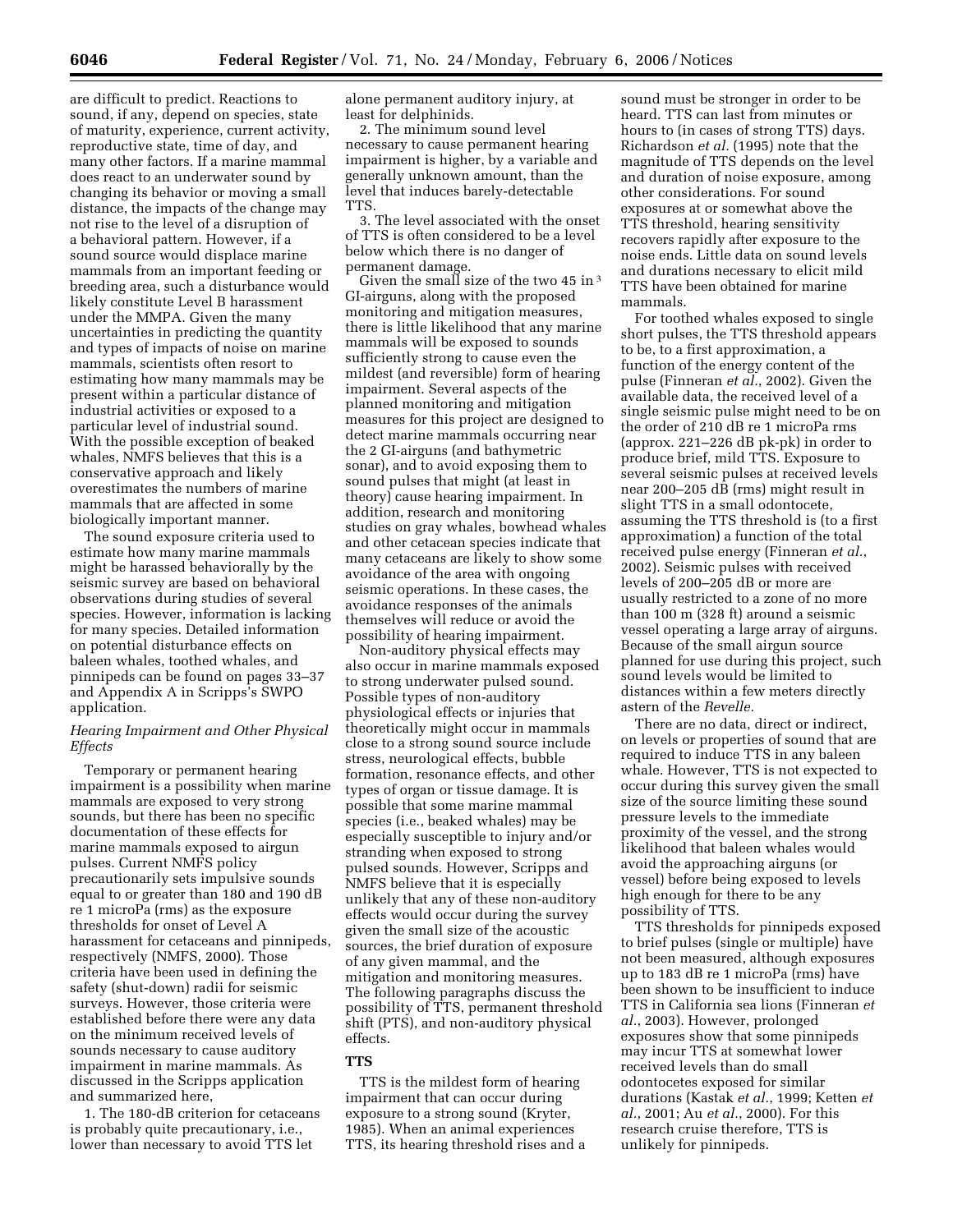are difficult to predict. Reactions to sound, if any, depend on species, state of maturity, experience, current activity, reproductive state, time of day, and many other factors. If a marine mammal does react to an underwater sound by changing its behavior or moving a small distance, the impacts of the change may not rise to the level of a disruption of a behavioral pattern. However, if a sound source would displace marine mammals from an important feeding or breeding area, such a disturbance would likely constitute Level B harassment under the MMPA. Given the many uncertainties in predicting the quantity and types of impacts of noise on marine mammals, scientists often resort to estimating how many mammals may be present within a particular distance of industrial activities or exposed to a particular level of industrial sound. With the possible exception of beaked whales, NMFS believes that this is a conservative approach and likely overestimates the numbers of marine mammals that are affected in some biologically important manner.

The sound exposure criteria used to estimate how many marine mammals might be harassed behaviorally by the seismic survey are based on behavioral observations during studies of several species. However, information is lacking for many species. Detailed information on potential disturbance effects on baleen whales, toothed whales, and pinnipeds can be found on pages 33–37 and Appendix A in Scripps's SWPO application.

*Hearing Impairment and Other Physical Effects*

Temporary or permanent hearing impairment is a possibility when marine mammals are exposed to very strong sounds, but there has been no specific documentation of these effects for marine mammals exposed to airgun pulses. Current NMFS policy precautionarily sets impulsive sounds equal to or greater than 180 and 190 dB re 1 microPa (rms) as the exposure thresholds for onset of Level A harassment for cetaceans and pinnipeds, respectively (NMFS, 2000). Those criteria have been used in defining the safety (shut-down) radii for seismic surveys. However, those criteria were established before there were any data on the minimum received levels of sounds necessary to cause auditory impairment in marine mammals. As discussed in the Scripps application and summarized here,

1. The 180-dB criterion for cetaceans is probably quite precautionary, i.e., lower than necessary to avoid TTS let alone permanent auditory injury, at least for delphinids.

2. The minimum sound level necessary to cause permanent hearing impairment is higher, by a variable and generally unknown amount, than the level that induces barely-detectable TTS.

3. The level associated with the onset of TTS is often considered to be a level below which there is no danger of permanent damage.

Given the small size of the two 45 in$^3$ GI-airguns, along with the proposed monitoring and mitigation measures, there is little likelihood that any marine mammals will be exposed to sounds sufficiently strong to cause even the mildest (and reversible) form of hearing impairment. Several aspects of the planned monitoring and mitigation measures for this project are designed to detect marine mammals occurring near the 2 GI-airguns (and bathymetric sonar), and to avoid exposing them to sound pulses that might (at least in theory) cause hearing impairment. In addition, research and monitoring studies on gray whales, bowhead whales and other cetacean species indicate that many cetaceans are likely to show some avoidance of the area with ongoing seismic operations. In these cases, the avoidance responses of the animals themselves will reduce or avoid the possibility of hearing impairment.

Non-auditory physical effects may also occur in marine mammals exposed to strong underwater pulsed sound. Possible types of non-auditory physiological effects or injuries that theoretically might occur in mammals close to a strong sound source include stress, neurological effects, bubble formation, resonance effects, and other types of organ or tissue damage. It is possible that some marine mammal species (i.e., beaked whales) may be especially susceptible to injury and/or stranding when exposed to strong pulsed sounds. However, Scripps and NMFS believe that it is especially unlikely that any of these non-auditory effects would occur during the survey given the small size of the acoustic sources, the brief duration of exposure of any given mammal, and the mitigation and monitoring measures. The following paragraphs discuss the possibility of TTS, permanent threshold shift (PTS), and non-auditory physical effects.

**TTS**

TTS is the mildest form of hearing impairment that can occur during exposure to a strong sound (Kryter, 1985). When an animal experiences TTS, its hearing threshold rises and a sound must be stronger in order to be heard. TTS can last from minutes or hours to (in cases of strong TTS) days. Richardson *et al.* (1995) note that the magnitude of TTS depends on the level and duration of noise exposure, among other considerations. For sound exposures at or somewhat above the TTS threshold, hearing sensitivity recovers rapidly after exposure to the noise ends. Little data on sound levels and durations necessary to elicit mild TTS have been obtained for marine mammals.

For toothed whales exposed to single short pulses, the TTS threshold appears to be, to a first approximation, a function of the energy content of the pulse (Finneran *et al.*, 2002). Given the available data, the received level of a single seismic pulse might need to be on the order of 210 dB re 1 microPa rms (approx. 221–226 dB pk-pk) in order to produce brief, mild TTS. Exposure to several seismic pulses at received levels near 200–205 dB (rms) might result in slight TTS in a small odontocete, assuming the TTS threshold is (to a first approximation) a function of the total received pulse energy (Finneran *et al.*, 2002). Seismic pulses with received levels of 200–205 dB or more are usually restricted to a zone of no more than 100 m (328 ft) around a seismic vessel operating a large array of airguns. Because of the small airgun source planned for use during this project, such sound levels would be limited to distances within a few meters directly astern of the *Revelle*.

There are no data, direct or indirect, on levels or properties of sound that are required to induce TTS in any baleen whale. However, TTS is not expected to occur during this survey given the small size of the source limiting these sound pressure levels to the immediate proximity of the vessel, and the strong likelihood that baleen whales would avoid the approaching airguns (or vessel) before being exposed to levels high enough for there to be any possibility of TTS.

TTS thresholds for pinnipeds exposed to brief pulses (single or multiple) have not been measured, although exposures up to 183 dB re 1 microPa (rms) have been shown to be insufficient to induce TTS in California sea lions (Finneran *et al.*, 2003). However, prolonged exposures show that some pinnipeds may incur TTS at somewhat lower received levels than do small odontocetes exposed for similar durations (Kastak *et al.*, 1999; Ketten *et al.*, 2001; Au *et al.*, 2000). For this research cruise therefore, TTS is unlikely for pinnipeds.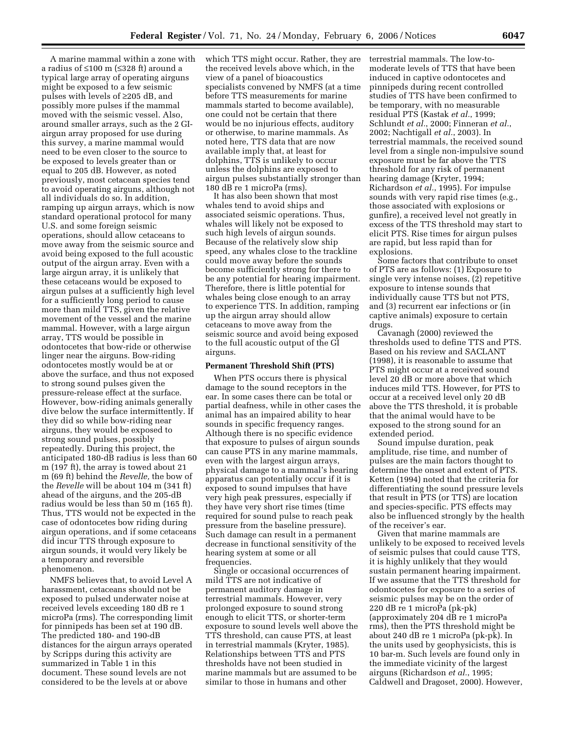A marine mammal within a zone with a radius of ≤100 m (≤328 ft) around a typical large array of operating airguns might be exposed to a few seismic pulses with levels of ≥205 dB, and possibly more pulses if the mammal moved with the seismic vessel. Also, around smaller arrays, such as the 2 GI-airgun array proposed for use during this survey, a marine mammal would need to be even closer to the source to be exposed to levels greater than or equal to 205 dB. However, as noted previously, most cetacean species tend to avoid operating airguns, although not all individuals do so. In addition, ramping up airgun arrays, which is now standard operational protocol for many U.S. and some foreign seismic operations, should allow cetaceans to move away from the seismic source and avoid being exposed to the full acoustic output of the airgun array. Even with a large airgun array, it is unlikely that these cetaceans would be exposed to airgun pulses at a sufficiently high level for a sufficiently long period to cause more than mild TTS, given the relative movement of the vessel and the marine mammal. However, with a large airgun array, TTS would be possible in odontocetes that bow-ride or otherwise linger near the airguns. Bow-riding odontocetes mostly would be at or above the surface, and thus not exposed to strong sound pulses given the pressure-release effect at the surface. However, bow-riding animals generally dive below the surface intermittently. If they did so while bow-riding near airguns, they would be exposed to strong sound pulses, possibly repeatedly. During this project, the anticipated 180-dB radius is less than 60 m (197 ft), the array is towed about 21 m (69 ft) behind the *Revelle,* the bow of the *Revelle* will be about 104 m (341 ft) ahead of the airguns, and the 205-dB radius would be less than 50 m (165 ft). Thus, TTS would not be expected in the case of odontocetes bow riding during airgun operations, and if some cetaceans did incur TTS through exposure to airgun sounds, it would very likely be a temporary and reversible phenomenon.

NMFS believes that, to avoid Level A harassment, cetaceans should not be exposed to pulsed underwater noise at received levels exceeding 180 dB re 1 microPa (rms). The corresponding limit for pinnipeds has been set at 190 dB. The predicted 180- and 190-dB distances for the airgun arrays operated by Scripps during this activity are summarized in Table 1 in this document. These sound levels are not considered to be the levels at or above which TTS might occur. Rather, they are the received levels above which, in the view of a panel of bioacoustics specialists convened by NMFS (at a time before TTS measurements for marine mammals started to become available), one could not be certain that there would be no injurious effects, auditory or otherwise, to marine mammals. As noted here, TTS data that are now available imply that, at least for dolphins, TTS is unlikely to occur unless the dolphins are exposed to airgun pulses substantially stronger than 180 dB re 1 microPa (rms).

It has also been shown that most whales tend to avoid ships and associated seismic operations. Thus, whales will likely not be exposed to such high levels of airgun sounds. Because of the relatively slow ship speed, any whales close to the trackline could move away before the sounds become sufficiently strong for there to be any potential for hearing impairment. Therefore, there is little potential for whales being close enough to an array to experience TTS. In addition, ramping up the airgun array should allow cetaceans to move away from the seismic source and avoid being exposed to the full acoustic output of the GI airguns.

## Permanent Threshold Shift (PTS)

When PTS occurs there is physical damage to the sound receptors in the ear. In some cases there can be total or partial deafness, while in other cases the animal has an impaired ability to hear sounds in specific frequency ranges. Although there is no specific evidence that exposure to pulses of airgun sounds can cause PTS in any marine mammals, even with the largest airgun arrays, physical damage to a mammal's hearing apparatus can potentially occur if it is exposed to sound impulses that have very high peak pressures, especially if they have very short rise times (time required for sound pulse to reach peak pressure from the baseline pressure). Such damage can result in a permanent decrease in functional sensitivity of the hearing system at some or all frequencies.

Single or occasional occurrences of mild TTS are not indicative of permanent auditory damage in terrestrial mammals. However, very prolonged exposure to sound strong enough to elicit TTS, or shorter-term exposure to sound levels well above the TTS threshold, can cause PTS, at least in terrestrial mammals (Kryter, 1985). Relationships between TTS and PTS thresholds have not been studied in marine mammals but are assumed to be similar to those in humans and other terrestrial mammals. The low-to-moderate levels of TTS that have been induced in captive odontocetes and pinnipeds during recent controlled studies of TTS have been confirmed to be temporary, with no measurable residual PTS (Kastak *et al*., 1999; Schlundt *et al*., 2000; Finneran *et al*., 2002; Nachtigall *et al*., 2003). In terrestrial mammals, the received sound level from a single non-impulsive sound exposure must be far above the TTS threshold for any risk of permanent hearing damage (Kryter, 1994; Richardson *et al*., 1995). For impulse sounds with very rapid rise times (e.g., those associated with explosions or gunfire), a received level not greatly in excess of the TTS threshold may start to elicit PTS. Rise times for airgun pulses are rapid, but less rapid than for explosions.

Some factors that contribute to onset of PTS are as follows: (1) Exposure to single very intense noises, (2) repetitive exposure to intense sounds that individually cause TTS but not PTS, and (3) recurrent ear infections or (in captive animals) exposure to certain drugs.

Cavanagh (2000) reviewed the thresholds used to define TTS and PTS. Based on his review and SACLANT (1998), it is reasonable to assume that PTS might occur at a received sound level 20 dB or more above that which induces mild TTS. However, for PTS to occur at a received level only 20 dB above the TTS threshold, it is probable that the animal would have to be exposed to the strong sound for an extended period.

Sound impulse duration, peak amplitude, rise time, and number of pulses are the main factors thought to determine the onset and extent of PTS. Ketten (1994) noted that the criteria for differentiating the sound pressure levels that result in PTS (or TTS) are location and species-specific. PTS effects may also be influenced strongly by the health of the receiver's ear.

Given that marine mammals are unlikely to be exposed to received levels of seismic pulses that could cause TTS, it is highly unlikely that they would sustain permanent hearing impairment. If we assume that the TTS threshold for odontocetes for exposure to a series of seismic pulses may be on the order of 220 dB re 1 microPa (pk-pk) (approximately 204 dB re 1 microPa rms), then the PTS threshold might be about 240 dB re 1 microPa (pk-pk). In the units used by geophysicists, this is 10 bar-m. Such levels are found only in the immediate vicinity of the largest airguns (Richardson *et al*., 1995; Caldwell and Dragoset, 2000). However,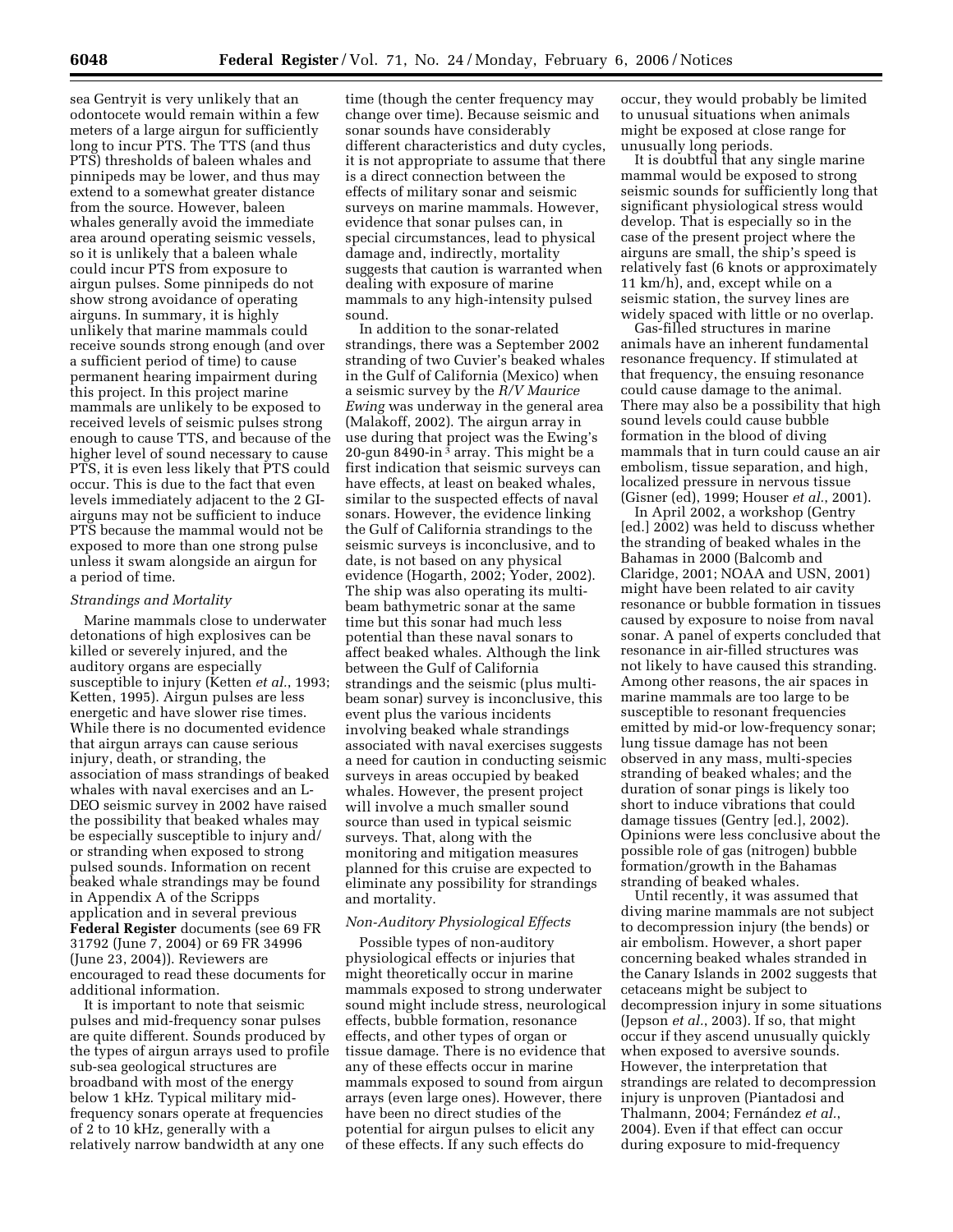sea Gentryit is very unlikely that an odontocete would remain within a few meters of a large airgun for sufficiently long to incur PTS. The TTS (and thus PTS) thresholds of baleen whales and pinnipeds may be lower, and thus may extend to a somewhat greater distance from the source. However, baleen whales generally avoid the immediate area around operating seismic vessels, so it is unlikely that a baleen whale could incur PTS from exposure to airgun pulses. Some pinnipeds do not show strong avoidance of operating airguns. In summary, it is highly unlikely that marine mammals could receive sounds strong enough (and over a sufficient period of time) to cause permanent hearing impairment during this project. In this project marine mammals are unlikely to be exposed to received levels of seismic pulses strong enough to cause TTS, and because of the higher level of sound necessary to cause PTS, it is even less likely that PTS could occur. This is due to the fact that even levels immediately adjacent to the 2 GI-airguns may not be sufficient to induce PTS because the mammal would not be exposed to more than one strong pulse unless it swam alongside an airgun for a period of time.

*Strandings and Mortality*

Marine mammals close to underwater detonations of high explosives can be killed or severely injured, and the auditory organs are especially susceptible to injury (Ketten *et al.*, 1993; Ketten, 1995). Airgun pulses are less energetic and have slower rise times. While there is no documented evidence that airgun arrays can cause serious injury, death, or stranding, the association of mass strandings of beaked whales with naval exercises and an L-DEO seismic survey in 2002 have raised the possibility that beaked whales may be especially susceptible to injury and/or stranding when exposed to strong pulsed sounds. Information on recent beaked whale strandings may be found in Appendix A of the Scripps application and in several previous **Federal Register** documents (see 69 FR 31792 (June 7, 2004) or 69 FR 34996 (June 23, 2004)). Reviewers are encouraged to read these documents for additional information.

It is important to note that seismic pulses and mid-frequency sonar pulses are quite different. Sounds produced by the types of airgun arrays used to profile sub-sea geological structures are broadband with most of the energy below 1 kHz. Typical military mid-frequency sonars operate at frequencies of 2 to 10 kHz, generally with a relatively narrow bandwidth at any one time (though the center frequency may change over time). Because seismic and sonar sounds have considerably different characteristics and duty cycles, it is not appropriate to assume that there is a direct connection between the effects of military sonar and seismic surveys on marine mammals. However, evidence that sonar pulses can, in special circumstances, lead to physical damage and, indirectly, mortality suggests that caution is warranted when dealing with exposure of marine mammals to any high-intensity pulsed sound.

In addition to the sonar-related strandings, there was a September 2002 stranding of two Cuvier's beaked whales in the Gulf of California (Mexico) when a seismic survey by the *R/V Maurice Ewing* was underway in the general area (Malakoff, 2002). The airgun array in use during that project was the Ewing's 20-gun 8490-in$^3$ array. This might be a first indication that seismic surveys can have effects, at least on beaked whales, similar to the suspected effects of naval sonars. However, the evidence linking the Gulf of California strandings to the seismic surveys is inconclusive, and to date, is not based on any physical evidence (Hogarth, 2002; Yoder, 2002). The ship was also operating its multi-beam bathymetric sonar at the same time but this sonar had much less potential than these naval sonars to affect beaked whales. Although the link between the Gulf of California strandings and the seismic (plus multi-beam sonar) survey is inconclusive, this event plus the various incidents involving beaked whale strandings associated with naval exercises suggests a need for caution in conducting seismic surveys in areas occupied by beaked whales. However, the present project will involve a much smaller sound source than used in typical seismic surveys. That, along with the monitoring and mitigation measures planned for this cruise are expected to eliminate any possibility for strandings and mortality.

*Non-Auditory Physiological Effects*

Possible types of non-auditory physiological effects or injuries that might theoretically occur in marine mammals exposed to strong underwater sound might include stress, neurological effects, bubble formation, resonance effects, and other types of organ or tissue damage. There is no evidence that any of these effects occur in marine mammals exposed to sound from airgun arrays (even large ones). However, there have been no direct studies of the potential for airgun pulses to elicit any of these effects. If any such effects do occur, they would probably be limited to unusual situations when animals might be exposed at close range for unusually long periods.

It is doubtful that any single marine mammal would be exposed to strong seismic sounds for sufficiently long that significant physiological stress would develop. That is especially so in the case of the present project where the airguns are small, the ship's speed is relatively fast (6 knots or approximately 11 km/h), and, except while on a seismic station, the survey lines are widely spaced with little or no overlap.

Gas-filled structures in marine animals have an inherent fundamental resonance frequency. If stimulated at that frequency, the ensuing resonance could cause damage to the animal. There may also be a possibility that high sound levels could cause bubble formation in the blood of diving mammals that in turn could cause an air embolism, tissue separation, and high, localized pressure in nervous tissue (Gisner (ed), 1999; Houser *et al.*, 2001).

In April 2002, a workshop (Gentry [ed.] 2002) was held to discuss whether the stranding of beaked whales in the Bahamas in 2000 (Balcomb and Claridge, 2001; NOAA and USN, 2001) might have been related to air cavity resonance or bubble formation in tissues caused by exposure to noise from naval sonar. A panel of experts concluded that resonance in air-filled structures was not likely to have caused this stranding. Among other reasons, the air spaces in marine mammals are too large to be susceptible to resonant frequencies emitted by mid-or low-frequency sonar; lung tissue damage has not been observed in any mass, multi-species stranding of beaked whales; and the duration of sonar pings is likely too short to induce vibrations that could damage tissues (Gentry [ed.], 2002). Opinions were less conclusive about the possible role of gas (nitrogen) bubble formation/growth in the Bahamas stranding of beaked whales.

Until recently, it was assumed that diving marine mammals are not subject to decompression injury (the bends) or air embolism. However, a short paper concerning beaked whales stranded in the Canary Islands in 2002 suggests that cetaceans might be subject to decompression injury in some situations (Jepson *et al.*, 2003). If so, that might occur if they ascend unusually quickly when exposed to aversive sounds. However, the interpretation that strandings are related to decompression injury is unproven (Piantadosi and Thalmann, 2004; Fernández *et al.*, 2004). Even if that effect can occur during exposure to mid-frequency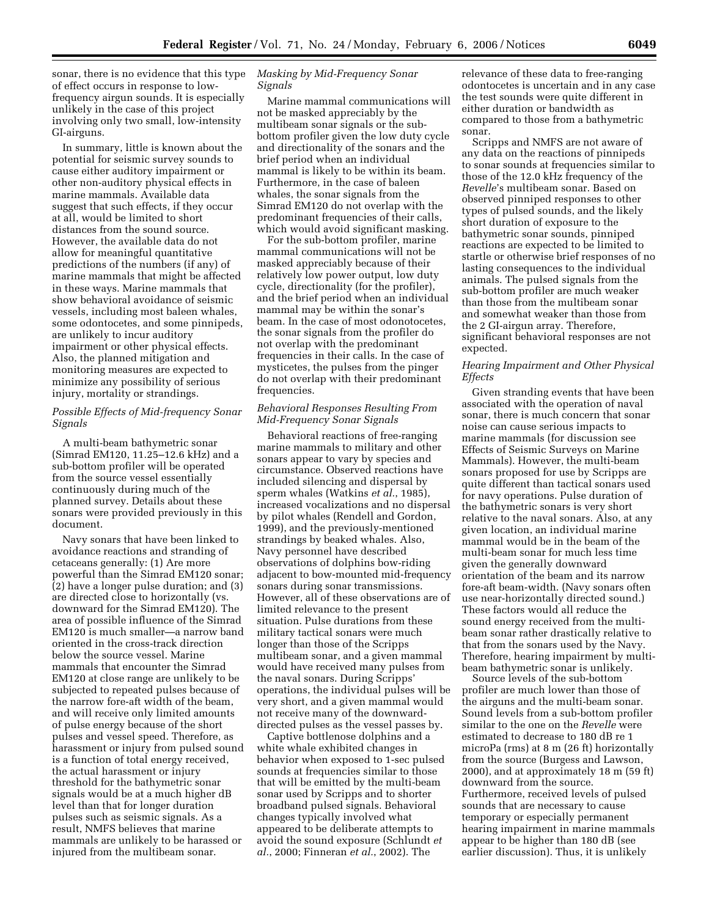sonar, there is no evidence that this type of effect occurs in response to low-frequency airgun sounds. It is especially unlikely in the case of this project involving only two small, low-intensity GI-airguns.

In summary, little is known about the potential for seismic survey sounds to cause either auditory impairment or other non-auditory physical effects in marine mammals. Available data suggest that such effects, if they occur at all, would be limited to short distances from the sound source. However, the available data do not allow for meaningful quantitative predictions of the numbers (if any) of marine mammals that might be affected in these ways. Marine mammals that show behavioral avoidance of seismic vessels, including most baleen whales, some odontocetes, and some pinnipeds, are unlikely to incur auditory impairment or other physical effects. Also, the planned mitigation and monitoring measures are expected to minimize any possibility of serious injury, mortality or strandings.

*Possible Effects of Mid-frequency Sonar Signals*

A multi-beam bathymetric sonar (Simrad EM120, 11.25–12.6 kHz) and a sub-bottom profiler will be operated from the source vessel essentially continuously during much of the planned survey. Details about these sonars were provided previously in this document.

Navy sonars that have been linked to avoidance reactions and stranding of cetaceans generally: (1) Are more powerful than the Simrad EM120 sonar; (2) have a longer pulse duration; and (3) are directed close to horizontally (vs. downward for the Simrad EM120). The area of possible influence of the Simrad EM120 is much smaller—a narrow band oriented in the cross-track direction below the source vessel. Marine mammals that encounter the Simrad EM120 at close range are unlikely to be subjected to repeated pulses because of the narrow fore-aft width of the beam, and will receive only limited amounts of pulse energy because of the short pulses and vessel speed. Therefore, as harassment or injury from pulsed sound is a function of total energy received, the actual harassment or injury threshold for the bathymetric sonar signals would be at a much higher dB level than that for longer duration pulses such as seismic signals. As a result, NMFS believes that marine mammals are unlikely to be harassed or injured from the multibeam sonar.

*Masking by Mid-Frequency Sonar Signals*

Marine mammal communications will not be masked appreciably by the multibeam sonar signals or the sub-bottom profiler given the low duty cycle and directionality of the sonars and the brief period when an individual mammal is likely to be within its beam. Furthermore, in the case of baleen whales, the sonar signals from the Simrad EM120 do not overlap with the predominant frequencies of their calls, which would avoid significant masking.

For the sub-bottom profiler, marine mammal communications will not be masked appreciably because of their relatively low power output, low duty cycle, directionality (for the profiler), and the brief period when an individual mammal may be within the sonar's beam. In the case of most odonotocetes, the sonar signals from the profiler do not overlap with the predominant frequencies in their calls. In the case of mysticetes, the pulses from the pinger do not overlap with their predominant frequencies.

*Behavioral Responses Resulting From Mid-Frequency Sonar Signals*

Behavioral reactions of free-ranging marine mammals to military and other sonars appear to vary by species and circumstance. Observed reactions have included silencing and dispersal by sperm whales (Watkins *et al.*, 1985), increased vocalizations and no dispersal by pilot whales (Rendell and Gordon, 1999), and the previously-mentioned strandings by beaked whales. Also, Navy personnel have described observations of dolphins bow-riding adjacent to bow-mounted mid-frequency sonars during sonar transmissions. However, all of these observations are of limited relevance to the present situation. Pulse durations from these military tactical sonars were much longer than those of the Scripps multibeam sonar, and a given mammal would have received many pulses from the naval sonars. During Scripps' operations, the individual pulses will be very short, and a given mammal would not receive many of the downward-directed pulses as the vessel passes by.

Captive bottlenose dolphins and a white whale exhibited changes in behavior when exposed to 1-sec pulsed sounds at frequencies similar to those that will be emitted by the multi-beam sonar used by Scripps and to shorter broadband pulsed signals. Behavioral changes typically involved what appeared to be deliberate attempts to avoid the sound exposure (Schlundt *et al.*, 2000; Finneran *et al.*, 2002). The relevance of these data to free-ranging odontocetes is uncertain and in any case the test sounds were quite different in either duration or bandwidth as compared to those from a bathymetric sonar.

Scripps and NMFS are not aware of any data on the reactions of pinnipeds to sonar sounds at frequencies similar to those of the 12.0 kHz frequency of the *Revelle*'s multibeam sonar. Based on observed pinniped responses to other types of pulsed sounds, and the likely short duration of exposure to the bathymetric sonar sounds, pinniped reactions are expected to be limited to startle or otherwise brief responses of no lasting consequences to the individual animals. The pulsed signals from the sub-bottom profiler are much weaker than those from the multibeam sonar and somewhat weaker than those from the 2 GI-airgun array. Therefore, significant behavioral responses are not expected.

*Hearing Impairment and Other Physical Effects*

Given stranding events that have been associated with the operation of naval sonar, there is much concern that sonar noise can cause serious impacts to marine mammals (for discussion see Effects of Seismic Surveys on Marine Mammals). However, the multi-beam sonars proposed for use by Scripps are quite different than tactical sonars used for navy operations. Pulse duration of the bathymetric sonars is very short relative to the naval sonars. Also, at any given location, an individual marine mammal would be in the beam of the multi-beam sonar for much less time given the generally downward orientation of the beam and its narrow fore-aft beam-width. (Navy sonars often use near-horizontally directed sound.) These factors would all reduce the sound energy received from the multi-beam sonar rather drastically relative to that from the sonars used by the Navy. Therefore, hearing impairment by multi-beam bathymetric sonar is unlikely.

Source levels of the sub-bottom profiler are much lower than those of the airguns and the multi-beam sonar. Sound levels from a sub-bottom profiler similar to the one on the *Revelle* were estimated to decrease to 180 dB re 1 microPa (rms) at 8 m (26 ft) horizontally from the source (Burgess and Lawson, 2000), and at approximately 18 m (59 ft) downward from the source. Furthermore, received levels of pulsed sounds that are necessary to cause temporary or especially permanent hearing impairment in marine mammals appear to be higher than 180 dB (see earlier discussion). Thus, it is unlikely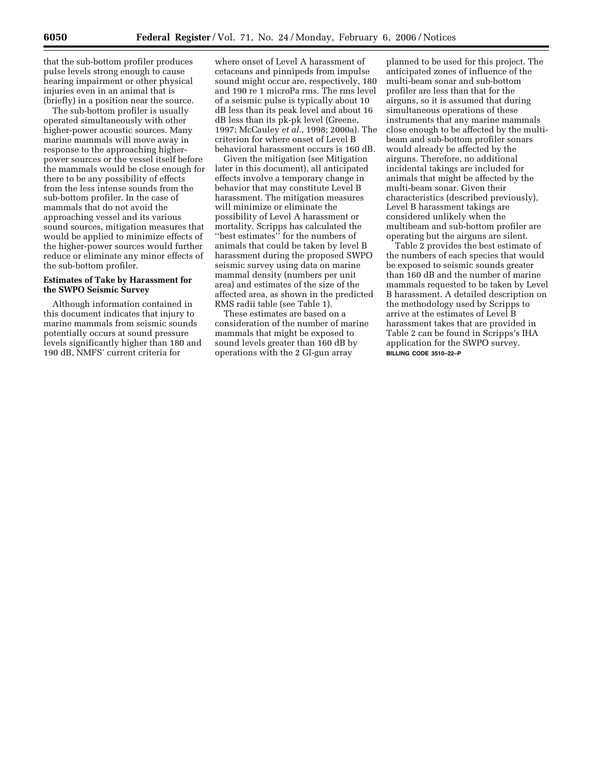that the sub-bottom profiler produces pulse levels strong enough to cause hearing impairment or other physical injuries even in an animal that is (briefly) in a position near the source.

The sub-bottom profiler is usually operated simultaneously with other higher-power acoustic sources. Many marine mammals will move away in response to the approaching higher-power sources or the vessel itself before the mammals would be close enough for there to be any possibility of effects from the less intense sounds from the sub-bottom profiler. In the case of mammals that do not avoid the approaching vessel and its various sound sources, mitigation measures that would be applied to minimize effects of the higher-power sources would further reduce or eliminate any minor effects of the sub-bottom profiler.

**Estimates of Take by Harassment for the SWPO Seismic Survey**

Although information contained in this document indicates that injury to marine mammals from seismic sounds potentially occurs at sound pressure levels significantly higher than 180 and 190 dB, NMFS' current criteria for where onset of Level A harassment of cetaceans and pinnipeds from impulse sound might occur are, respectively, 180 and 190 re 1 microPa rms. The rms level of a seismic pulse is typically about 10 dB less than its peak level and about 16 dB less than its pk-pk level (Greene, 1997; McCauley *et al.*, 1998; 2000a). The criterion for where onset of Level B behavioral harassment occurs is 160 dB.

Given the mitigation (see Mitigation later in this document), all anticipated effects involve a temporary change in behavior that may constitute Level B harassment. The mitigation measures will minimize or eliminate the possibility of Level A harassment or mortality. Scripps has calculated the ''best estimates'' for the numbers of animals that could be taken by level B harassment during the proposed SWPO seismic survey using data on marine mammal density (numbers per unit area) and estimates of the size of the affected area, as shown in the predicted RMS radii table (see Table 1).

These estimates are based on a consideration of the number of marine mammals that might be exposed to sound levels greater than 160 dB by operations with the 2 GI-gun array planned to be used for this project. The anticipated zones of influence of the multi-beam sonar and sub-bottom profiler are less than that for the airguns, so it is assumed that during simultaneous operations of these instruments that any marine mammals close enough to be affected by the multi-beam and sub-bottom profiler sonars would already be affected by the airguns. Therefore, no additional incidental takings are included for animals that might be affected by the multi-beam sonar. Given their characteristics (described previously), Level B harassment takings are considered unlikely when the multibeam and sub-bottom profiler are operating but the airguns are silent.

Table 2 provides the best estimate of the numbers of each species that would be exposed to seismic sounds greater than 160 dB and the number of marine mammals requested to be taken by Level B harassment. A detailed description on the methodology used by Scripps to arrive at the estimates of Level B harassment takes that are provided in Table 2 can be found in Scripps's IHA application for the SWPO survey.

BILLING CODE 3510–22–P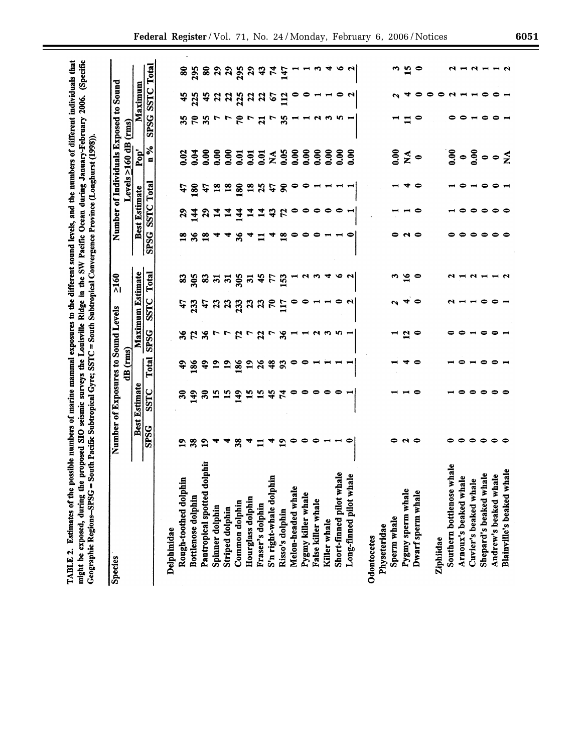TABLE 2. Estimates of the possible numbers of marine mammal exposures to the different sound levels, and the numbers of different individuals that might be exposed, during the proposed SIO seismic surveys the Louisville Ridge in the SW Pacific Ocean during January-February 2006. (Specific Geographic Regions--SPSG = South Pacific Subtropical Gyre; SSTC = South Subtropical Convergence Province (Longhurst (1998)).

| Species | Number of Exposures to Sound Levels ≥160 dB (rms) | | | | | | Number of Individuals Exposed to Sound Levels >160 dB (rms) | | | | | | | |
|---|---|---|---|---|---|---|---|---|---|---|---|---|---|---|
| | Best Estimate | | | Maximum Estimate | | | Best Estimate | | | Pop' | Maximum | | | |
| | SPSG | SSTC | Total | SPSG | SSTC | Total | SPSG | SSTC | Total | n % | SPSG | SSTC | Total | |
| **Delphinidae** | | | | | | | | | | | | | | |
| Rough-toothed dolphin | 19 | 30 | 49 | 36 | 47 | 83 | 18 | 29 | 47 | 0.02 | 35 | 45 | 80 | |
| Bottlenose dolphin | 38 | 149 | 186 | 72 | 233 | 305 | 36 | 144 | 180 | 0.04 | 70 | 225 | 295 | |
| Pantropical spotted dolphin | 19 | 30 | 49 | 36 | 47 | 83 | 18 | 29 | 47 | 0.00 | 35 | 45 | 80 | |
| Spinner dolphin | 4 | 15 | 19 | 7 | 23 | 31 | 4 | 14 | 18 | 0.00 | 7 | 22 | 29 | |
| Striped dolphin | 4 | 15 | 19 | 7 | 23 | 31 | 4 | 14 | 18 | 0.00 | 7 | 22 | 29 | |
| Common dolphin | 38 | 149 | 186 | 72 | 233 | 305 | 36 | 144 | 180 | 0.01 | 70 | 225 | 295 | |
| Hourglass dolphin | 4 | 15 | 19 | 7 | 23 | 31 | 4 | 14 | 18 | 0.01 | 7 | 22 | 29 | |
| Fraser's dolphin | 11 | 15 | 26 | 22 | 23 | 45 | 11 | 14 | 25 | 0.01 | 21 | 22 | 43 | |
| S'n right-whale dolphin | 4 | 45 | 48 | 7 | 70 | 77 | 4 | 43 | 47 | NA | 7 | 67 | 74 | |
| Risso's dolphin | 19 | 74 | 93 | 36 | 117 | 153 | 18 | 72 | 90 | 0.05 | 35 | 112 | 147 | |
| Melon-headed whale | 0 | 0 | 0 | 1 | 0 | 1 | 0 | 0 | 0 | 0.00 | 1 | 0 | 1 | |
| Pygmy killer whale | 0 | 0 | 0 | 1 | 0 | 2 | 0 | 0 | 0 | 0.00 | 1 | 0 | 1 | |
| False killer whale | 0 | 0 | 1 | 2 | 1 | 3 | 0 | 0 | 1 | 0.00 | 2 | 1 | 3 | |
| Killer whale | 1 | 0 | 1 | 3 | 1 | 4 | 1 | 0 | 1 | 0.00 | 3 | 1 | 4 | |
| Short-finned pilot whale | 1 | 0 | 1 | 5 | 0 | 6 | 1 | 0 | 1 | 0.00 | 5 | 0 | 6 | |
| Long-finned pilot whale | 0 | 1 | 1 | 1 | 2 | 2 | 0 | 1 | 1 | 0.00 | 1 | 2 | 2 | |
| **Odontocetes** | | | | | | | | | | | | | | |
| **Physeteridae** | | | | | | | | | | | | | | |
| Sperm whale | 0 | 1 | 1 | 1 | 2 | 3 | 0 | 1 | 1 | 0.00 | 1 | 2 | 3 | |
| Pygmy sperm whale | 2 | 1 | 4 | 12 | 4 | 16 | 2 | 1 | 4 | NA | 11 | 4 | 15 | |
| Dwarf sperm whale | 0 | 0 | 0 | 0 | 0 | 0 | 0 | 0 | 0 | 0 | 0 | 0 | 0 | |
| **Ziphiidae** | | | | | | | | | | | | | | |
| Southern bottlenose whale | 0 | 1 | 1 | 0 | 2 | 2 | 0 | 1 | 1 | 0.00 | 0 | 2 | 2 | |
| Arnoux's beaked whale | 0 | 0 | 0 | 0 | 1 | 1 | 0 | 0 | 0 | 0 | 0 | 1 | 1 | |
| Cuvier's beaked whale | 0 | 0 | 1 | 1 | 1 | 2 | 0 | 0 | 1 | 0.00 | 1 | 1 | 2 | |
| Shepard's beaked whale | 0 | 0 | 0 | 0 | 0 | 1 | 0 | 0 | 0 | 0 | 0 | 0 | 1 | |
| Andrew's beaked whale | 0 | 0 | 0 | 0 | 0 | 1 | 0 | 0 | 0 | 0 | 0 | 0 | 1 | |
| Blainville's beaked whale | 0 | 0 | 1 | 1 | 1 | 2 | 0 | 0 | 1 | NA | 1 | 1 | 2 | |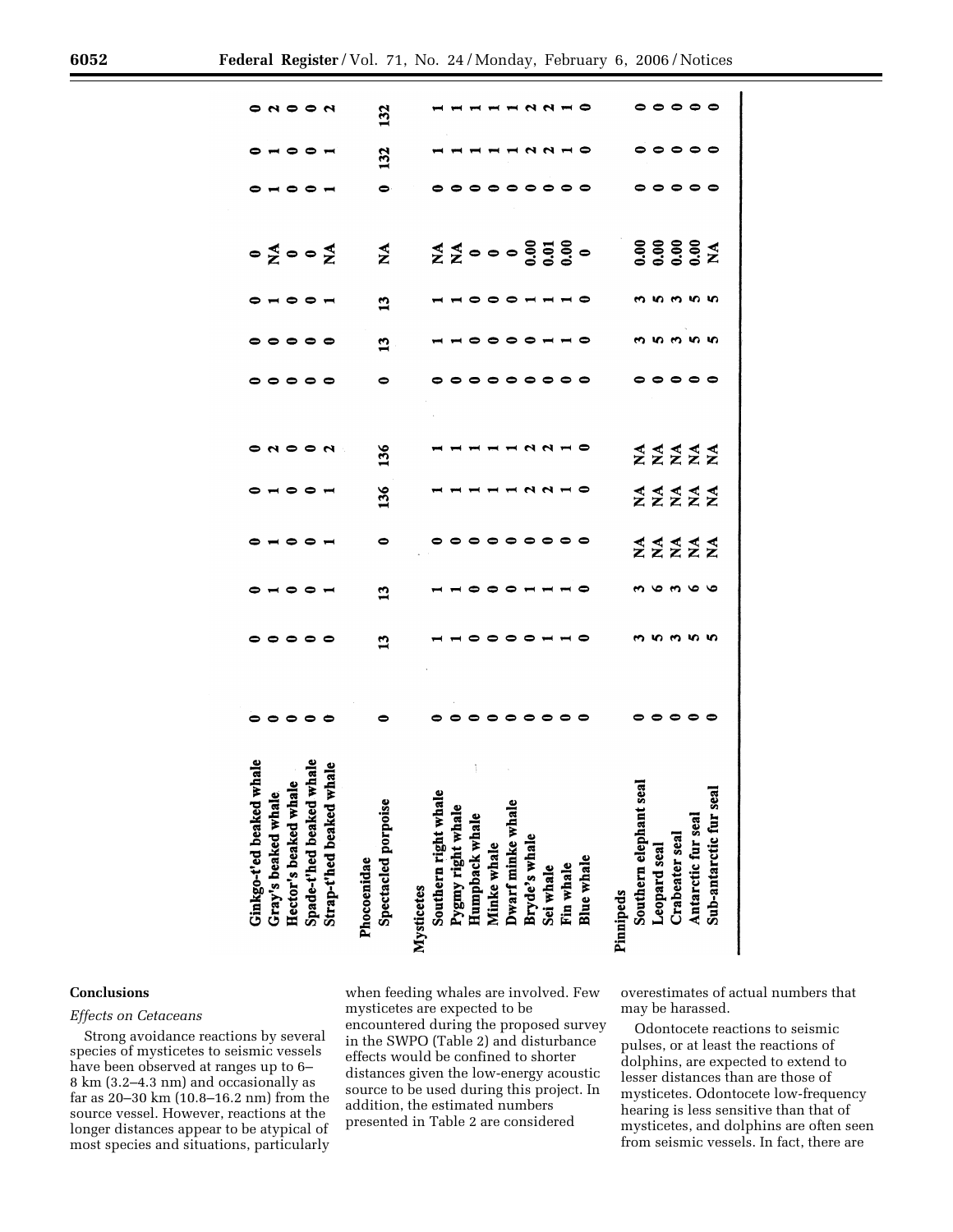| | | | | | | | | | | | | |
|---|---|---|---|---|---|---|---|---|---|---|---|---|
| Ginkgo-t'ed beaked whale | 0 | 0 | 0 | 0 | 0 | 0 | 0 | 0 | 0 | 0 | 0 | 0 | 0 |
| Gray's beaked whale | 0 | 0 | 1 | 1 | 1 | 2 | 0 | 0 | 1 | NA | 1 | 1 | 2 |
| Hector's beaked whale | 0 | 0 | 0 | 0 | 0 | 0 | 0 | 0 | 0 | 0 | 0 | 0 | 0 |
| Spade-t'hed beaked whale | 0 | 0 | 0 | 0 | 0 | 0 | 0 | 0 | 0 | 0 | 0 | 0 | 0 |
| Strap-t'hed beaked whale | 0 | 0 | 1 | 1 | 1 | 2 | 0 | 0 | 1 | NA | 1 | 1 | 2 |
| **Phocoenidae** | | | | | | | | | | | | | |
| Spectacled porpoise | 0 | 13 | 13 | 0 | 136 | 136 | 0 | 13 | 13 | NA | 0 | 132 | 132 |
| **Mysticetes** | | | | | | | | | | | | | |
| Southern right whale | 0 | 1 | 1 | 0 | 1 | 1 | 0 | 1 | 1 | NA | 0 | 1 | 1 |
| Pygmy right whale | 0 | 1 | 1 | 0 | 1 | 1 | 0 | 1 | 1 | NA | 0 | 1 | 1 |
| Humpback whale | 0 | 0 | 0 | 0 | 1 | 1 | 0 | 0 | 0 | 0 | 0 | 1 | 1 |
| Minke whale | 0 | 0 | 0 | 0 | 1 | 1 | 0 | 0 | 0 | 0 | 0 | 1 | 1 |
| Dwarf minke whale | 0 | 0 | 0 | 0 | 1 | 1 | 0 | 0 | 0 | 0 | 0 | 1 | 1 |
| Bryde's whale | 0 | 0 | 1 | 0 | 2 | 2 | 0 | 0 | 1 | 0.00 | 0 | 2 | 2 |
| Sei whale | 0 | 1 | 1 | 0 | 2 | 2 | 0 | 1 | 1 | 0.01 | 0 | 2 | 2 |
| Fin whale | 0 | 1 | 1 | 0 | 1 | 1 | 0 | 1 | 1 | 0.00 | 0 | 1 | 1 |
| Blue whale | 0 | 0 | 0 | 0 | 0 | 0 | 0 | 0 | 0 | 0 | 0 | 0 | 0 |
| **Pinnipeds** | | | | | | | | | | | | | |
| Southern elephant seal | 0 | 3 | 3 | NA | NA | NA | 0 | 3 | 3 | 0.00 | 0 | 0 | 0 |
| Leopard seal | 0 | 5 | 6 | NA | NA | NA | 0 | 5 | 5 | 0.00 | 0 | 0 | 0 |
| Crabeater seal | 0 | 3 | 3 | NA | NA | NA | 0 | 3 | 3 | 0.00 | 0 | 0 | 0 |
| Antarctic fur seal | 0 | 5 | 6 | NA | NA | NA | 0 | 5 | 5 | 0.00 | 0 | 0 | 0 |
| Sub-antarctic fur seal | 0 | 5 | 6 | NA | NA | NA | 0 | 5 | 5 | NA | 0 | 0 | 0 |

## Conclusions

### *Effects on Cetaceans*

Strong avoidance reactions by several species of mysticetes to seismic vessels have been observed at ranges up to 6–8 km (3.2–4.3 nm) and occasionally as far as 20–30 km (10.8–16.2 nm) from the source vessel. However, reactions at the longer distances appear to be atypical of most species and situations, particularly when feeding whales are involved. Few mysticetes are expected to be encountered during the proposed survey in the SWPO (Table 2) and disturbance effects would be confined to shorter distances given the low-energy acoustic source to be used during this project. In addition, the estimated numbers presented in Table 2 are considered overestimates of actual numbers that may be harassed.

Odontocete reactions to seismic pulses, or at least the reactions of dolphins, are expected to extend to lesser distances than are those of mysticetes. Odontocete low-frequency hearing is less sensitive than that of mysticetes, and dolphins are often seen from seismic vessels. In fact, there are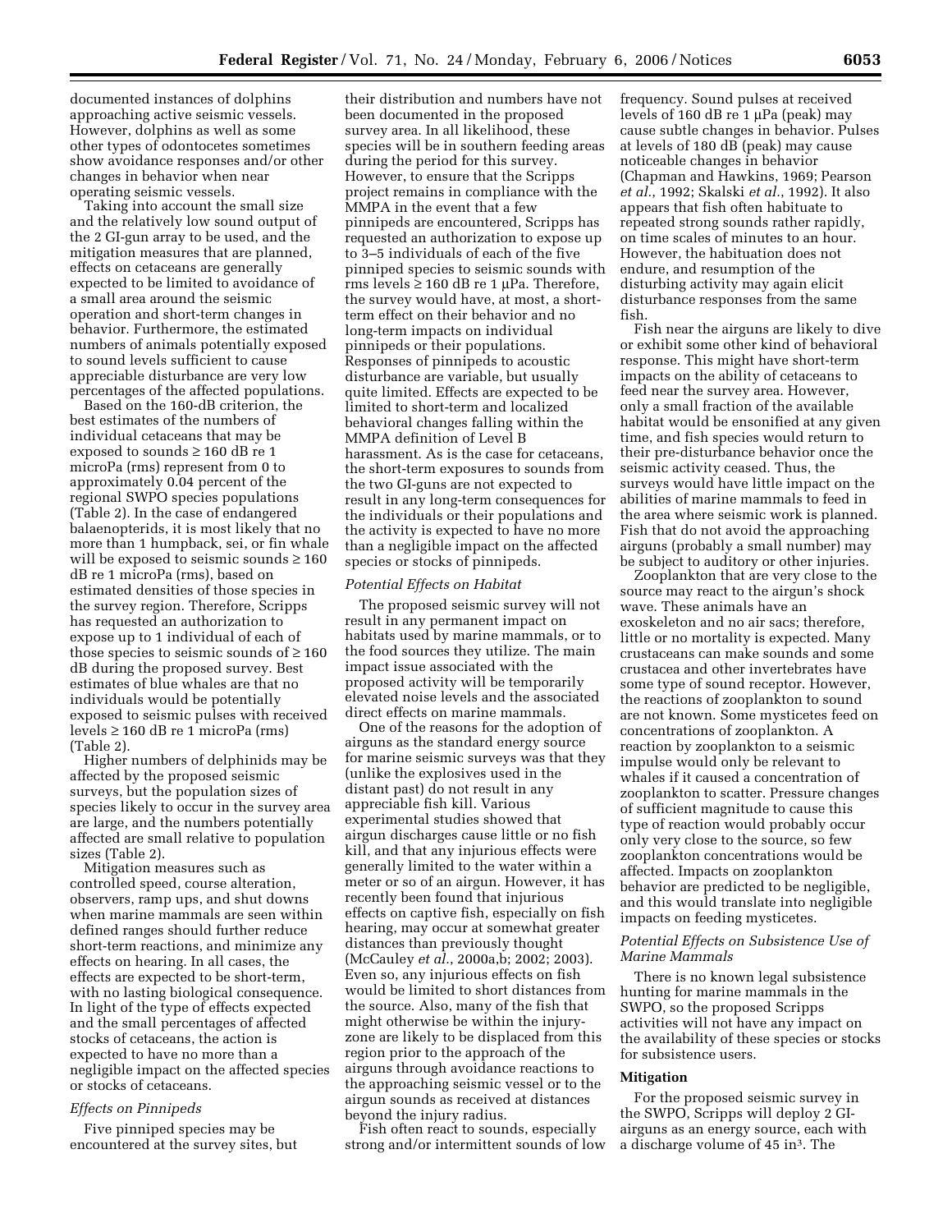documented instances of dolphins approaching active seismic vessels. However, dolphins as well as some other types of odontocetes sometimes show avoidance responses and/or other changes in behavior when near operating seismic vessels.

Taking into account the small size and the relatively low sound output of the 2 GI-gun array to be used, and the mitigation measures that are planned, effects on cetaceans are generally expected to be limited to avoidance of a small area around the seismic operation and short-term changes in behavior. Furthermore, the estimated numbers of animals potentially exposed to sound levels sufficient to cause appreciable disturbance are very low percentages of the affected populations.

Based on the 160-dB criterion, the best estimates of the numbers of individual cetaceans that may be exposed to sounds ≥ 160 dB re 1 microPa (rms) represent from 0 to approximately 0.04 percent of the regional SWPO species populations (Table 2). In the case of endangered balaenopterids, it is most likely that no more than 1 humpback, sei, or fin whale will be exposed to seismic sounds ≥ 160 dB re 1 microPa (rms), based on estimated densities of those species in the survey region. Therefore, Scripps has requested an authorization to expose up to 1 individual of each of those species to seismic sounds of ≥ 160 dB during the proposed survey. Best estimates of blue whales are that no individuals would be potentially exposed to seismic pulses with received levels ≥ 160 dB re 1 microPa (rms) (Table 2).

Higher numbers of delphinids may be affected by the proposed seismic surveys, but the population sizes of species likely to occur in the survey area are large, and the numbers potentially affected are small relative to population sizes (Table 2).

Mitigation measures such as controlled speed, course alteration, observers, ramp ups, and shut downs when marine mammals are seen within defined ranges should further reduce short-term reactions, and minimize any effects on hearing. In all cases, the effects are expected to be short-term, with no lasting biological consequence. In light of the type of effects expected and the small percentages of affected stocks of cetaceans, the action is expected to have no more than a negligible impact on the affected species or stocks of cetaceans.

*Effects on Pinnipeds*

Five pinniped species may be encountered at the survey sites, but their distribution and numbers have not been documented in the proposed survey area. In all likelihood, these species will be in southern feeding areas during the period for this survey. However, to ensure that the Scripps project remains in compliance with the MMPA in the event that a few pinnipeds are encountered, Scripps has requested an authorization to expose up to 3–5 individuals of each of the five pinniped species to seismic sounds with rms levels ≥ 160 dB re 1 μPa. Therefore, the survey would have, at most, a short-term effect on their behavior and no long-term impacts on individual pinnipeds or their populations. Responses of pinnipeds to acoustic disturbance are variable, but usually quite limited. Effects are expected to be limited to short-term and localized behavioral changes falling within the MMPA definition of Level B harassment. As is the case for cetaceans, the short-term exposures to sounds from the two GI-guns are not expected to result in any long-term consequences for the individuals or their populations and the activity is expected to have no more than a negligible impact on the affected species or stocks of pinnipeds.

*Potential Effects on Habitat*

The proposed seismic survey will not result in any permanent impact on habitats used by marine mammals, or to the food sources they utilize. The main impact issue associated with the proposed activity will be temporarily elevated noise levels and the associated direct effects on marine mammals.

One of the reasons for the adoption of airguns as the standard energy source for marine seismic surveys was that they (unlike the explosives used in the distant past) do not result in any appreciable fish kill. Various experimental studies showed that airgun discharges cause little or no fish kill, and that any injurious effects were generally limited to the water within a meter or so of an airgun. However, it has recently been found that injurious effects on captive fish, especially on fish hearing, may occur at somewhat greater distances than previously thought (McCauley *et al.*, 2000a,b; 2002; 2003). Even so, any injurious effects on fish would be limited to short distances from the source. Also, many of the fish that might otherwise be within the injury-zone are likely to be displaced from this region prior to the approach of the airguns through avoidance reactions to the approaching seismic vessel or to the airgun sounds as received at distances beyond the injury radius.

Fish often react to sounds, especially strong and/or intermittent sounds of low frequency. Sound pulses at received levels of 160 dB re 1 μPa (peak) may cause subtle changes in behavior. Pulses at levels of 180 dB (peak) may cause noticeable changes in behavior (Chapman and Hawkins, 1969; Pearson *et al.*, 1992; Skalski *et al.*, 1992). It also appears that fish often habituate to repeated strong sounds rather rapidly, on time scales of minutes to an hour. However, the habituation does not endure, and resumption of the disturbing activity may again elicit disturbance responses from the same fish.

Fish near the airguns are likely to dive or exhibit some other kind of behavioral response. This might have short-term impacts on the ability of cetaceans to feed near the survey area. However, only a small fraction of the available habitat would be ensonified at any given time, and fish species would return to their pre-disturbance behavior once the seismic activity ceased. Thus, the surveys would have little impact on the abilities of marine mammals to feed in the area where seismic work is planned. Fish that do not avoid the approaching airguns (probably a small number) may be subject to auditory or other injuries.

Zooplankton that are very close to the source may react to the airgun's shock wave. These animals have an exoskeleton and no air sacs; therefore, little or no mortality is expected. Many crustaceans can make sounds and some crustacea and other invertebrates have some type of sound receptor. However, the reactions of zooplankton to sound are not known. Some mysticetes feed on concentrations of zooplankton. A reaction by zooplankton to a seismic impulse would only be relevant to whales if it caused a concentration of zooplankton to scatter. Pressure changes of sufficient magnitude to cause this type of reaction would probably occur only very close to the source, so few zooplankton concentrations would be affected. Impacts on zooplankton behavior are predicted to be negligible, and this would translate into negligible impacts on feeding mysticetes.

*Potential Effects on Subsistence Use of Marine Mammals*

There is no known legal subsistence hunting for marine mammals in the SWPO, so the proposed Scripps activities will not have any impact on the availability of these species or stocks for subsistence users.

**Mitigation**

For the proposed seismic survey in the SWPO, Scripps will deploy 2 GI-airguns as an energy source, each with a discharge volume of 45 $in^3$. The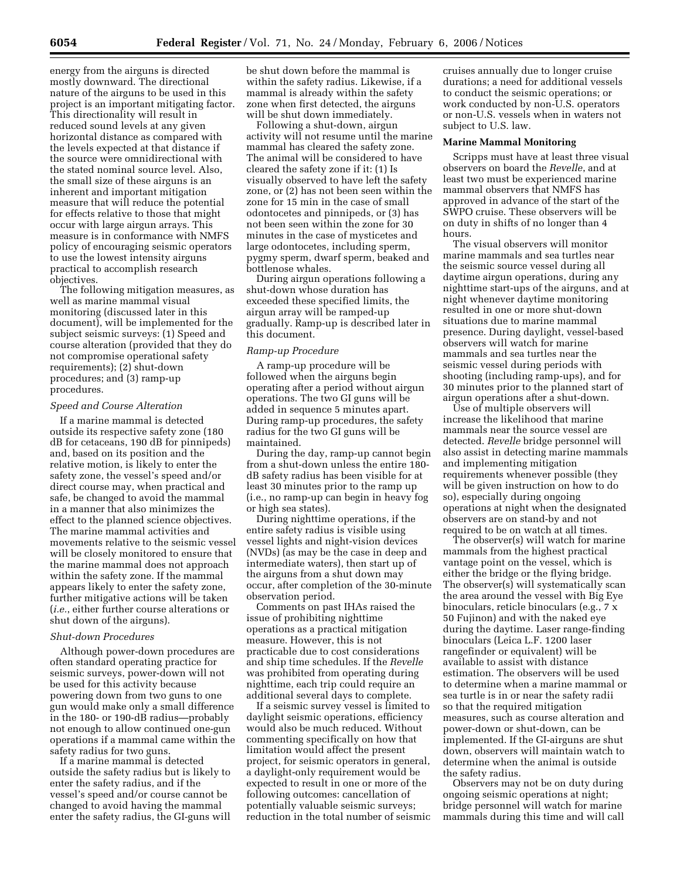energy from the airguns is directed mostly downward. The directional nature of the airguns to be used in this project is an important mitigating factor. This directionality will result in reduced sound levels at any given horizontal distance as compared with the levels expected at that distance if the source were omnidirectional with the stated nominal source level. Also, the small size of these airguns is an inherent and important mitigation measure that will reduce the potential for effects relative to those that might occur with large airgun arrays. This measure is in conformance with NMFS policy of encouraging seismic operators to use the lowest intensity airguns practical to accomplish research objectives.

The following mitigation measures, as well as marine mammal visual monitoring (discussed later in this document), will be implemented for the subject seismic surveys: (1) Speed and course alteration (provided that they do not compromise operational safety requirements); (2) shut-down procedures; and (3) ramp-up procedures.

*Speed and Course Alteration*

If a marine mammal is detected outside its respective safety zone (180 dB for cetaceans, 190 dB for pinnipeds) and, based on its position and the relative motion, is likely to enter the safety zone, the vessel's speed and/or direct course may, when practical and safe, be changed to avoid the mammal in a manner that also minimizes the effect to the planned science objectives. The marine mammal activities and movements relative to the seismic vessel will be closely monitored to ensure that the marine mammal does not approach within the safety zone. If the mammal appears likely to enter the safety zone, further mitigative actions will be taken (*i.e.*, either further course alterations or shut down of the airguns).

*Shut-down Procedures*

Although power-down procedures are often standard operating practice for seismic surveys, power-down will not be used for this activity because powering down from two guns to one gun would make only a small difference in the 180- or 190-dB radius—probably not enough to allow continued one-gun operations if a mammal came within the safety radius for two guns.

If a marine mammal is detected outside the safety radius but is likely to enter the safety radius, and if the vessel's speed and/or course cannot be changed to avoid having the mammal enter the safety radius, the GI-guns will be shut down before the mammal is within the safety radius. Likewise, if a mammal is already within the safety zone when first detected, the airguns will be shut down immediately.

Following a shut-down, airgun activity will not resume until the marine mammal has cleared the safety zone. The animal will be considered to have cleared the safety zone if it: (1) Is visually observed to have left the safety zone, or (2) has not been seen within the zone for 15 min in the case of small odontocetes and pinnipeds, or (3) has not been seen within the zone for 30 minutes in the case of mysticetes and large odontocetes, including sperm, pygmy sperm, dwarf sperm, beaked and bottlenose whales.

During airgun operations following a shut-down whose duration has exceeded these specified limits, the airgun array will be ramped-up gradually. Ramp-up is described later in this document.

*Ramp-up Procedure*

A ramp-up procedure will be followed when the airguns begin operating after a period without airgun operations. The two GI guns will be added in sequence 5 minutes apart. During ramp-up procedures, the safety radius for the two GI guns will be maintained.

During the day, ramp-up cannot begin from a shut-down unless the entire 180-dB safety radius has been visible for at least 30 minutes prior to the ramp up (i.e., no ramp-up can begin in heavy fog or high sea states).

During nighttime operations, if the entire safety radius is visible using vessel lights and night-vision devices (NVDs) (as may be the case in deep and intermediate waters), then start up of the airguns from a shut down may occur, after completion of the 30-minute observation period.

Comments on past IHAs raised the issue of prohibiting nighttime operations as a practical mitigation measure. However, this is not practicable due to cost considerations and ship time schedules. If the *Revelle* was prohibited from operating during nighttime, each trip could require an additional several days to complete.

If a seismic survey vessel is limited to daylight seismic operations, efficiency would also be much reduced. Without commenting specifically on how that limitation would affect the present project, for seismic operators in general, a daylight-only requirement would be expected to result in one or more of the following outcomes: cancellation of potentially valuable seismic surveys; reduction in the total number of seismic cruises annually due to longer cruise durations; a need for additional vessels to conduct the seismic operations; or work conducted by non-U.S. operators or non-U.S. vessels when in waters not subject to U.S. law.

**Marine Mammal Monitoring**

Scripps must have at least three visual observers on board the *Revelle*, and at least two must be experienced marine mammal observers that NMFS has approved in advance of the start of the SWPO cruise. These observers will be on duty in shifts of no longer than 4 hours.

The visual observers will monitor marine mammals and sea turtles near the seismic source vessel during all daytime airgun operations, during any nighttime start-ups of the airguns, and at night whenever daytime monitoring resulted in one or more shut-down situations due to marine mammal presence. During daylight, vessel-based observers will watch for marine mammals and sea turtles near the seismic vessel during periods with shooting (including ramp-ups), and for 30 minutes prior to the planned start of airgun operations after a shut-down.

Use of multiple observers will increase the likelihood that marine mammals near the source vessel are detected. *Revelle* bridge personnel will also assist in detecting marine mammals and implementing mitigation requirements whenever possible (they will be given instruction on how to do so), especially during ongoing operations at night when the designated observers are on stand-by and not required to be on watch at all times.

The observer(s) will watch for marine mammals from the highest practical vantage point on the vessel, which is either the bridge or the flying bridge. The observer(s) will systematically scan the area around the vessel with Big Eye binoculars, reticle binoculars (e.g., 7 x 50 Fujinon) and with the naked eye during the daytime. Laser range-finding binoculars (Leica L.F. 1200 laser rangefinder or equivalent) will be available to assist with distance estimation. The observers will be used to determine when a marine mammal or sea turtle is in or near the safety radii so that the required mitigation measures, such as course alteration and power-down or shut-down, can be implemented. If the GI-airguns are shut down, observers will maintain watch to determine when the animal is outside the safety radius.

Observers may not be on duty during ongoing seismic operations at night; bridge personnel will watch for marine mammals during this time and will call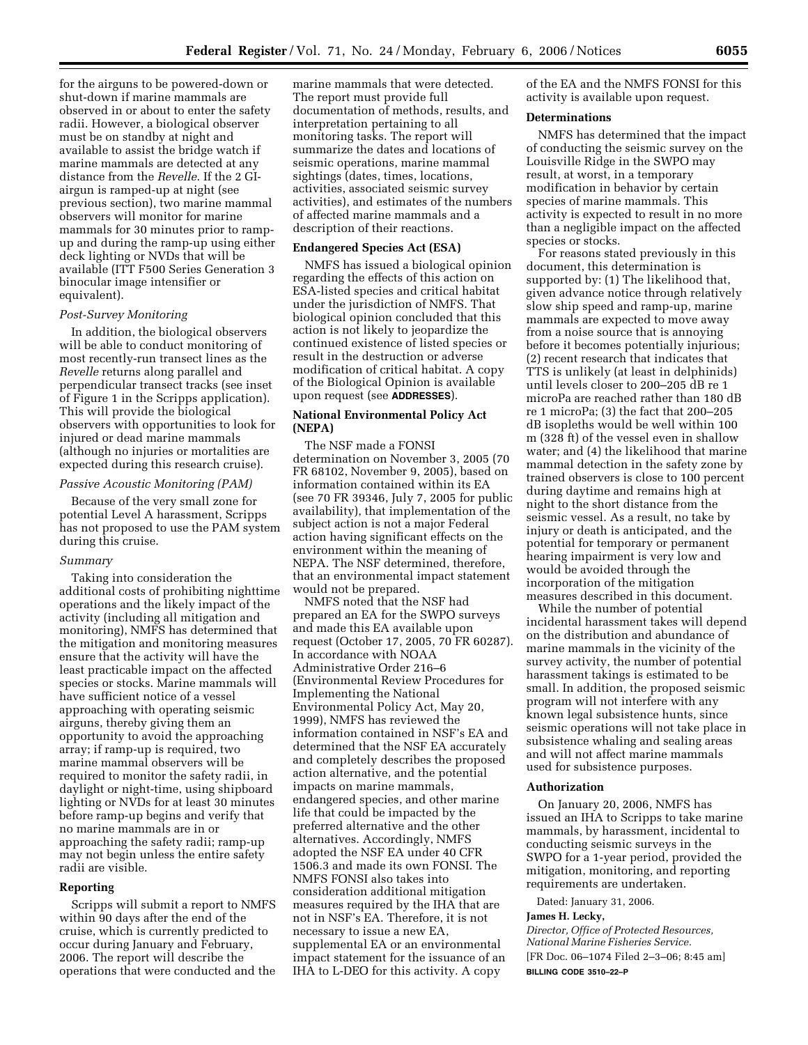for the airguns to be powered-down or shut-down if marine mammals are observed in or about to enter the safety radii. However, a biological observer must be on standby at night and available to assist the bridge watch if marine mammals are detected at any distance from the *Revelle*. If the 2 GI-airgun is ramped-up at night (see previous section), two marine mammal observers will monitor for marine mammals for 30 minutes prior to ramp-up and during the ramp-up using either deck lighting or NVDs that will be available (ITT F500 Series Generation 3 binocular image intensifier or equivalent).

*Post-Survey Monitoring*

In addition, the biological observers will be able to conduct monitoring of most recently-run transect lines as the *Revelle* returns along parallel and perpendicular transect tracks (see inset of Figure 1 in the Scripps application). This will provide the biological observers with opportunities to look for injured or dead marine mammals (although no injuries or mortalities are expected during this research cruise).

*Passive Acoustic Monitoring (PAM)*

Because of the very small zone for potential Level A harassment, Scripps has not proposed to use the PAM system during this cruise.

*Summary*

Taking into consideration the additional costs of prohibiting nighttime operations and the likely impact of the activity (including all mitigation and monitoring), NMFS has determined that the mitigation and monitoring measures ensure that the activity will have the least practicable impact on the affected species or stocks. Marine mammals will have sufficient notice of a vessel approaching with operating seismic airguns, thereby giving them an opportunity to avoid the approaching array; if ramp-up is required, two marine mammal observers will be required to monitor the safety radii, in daylight or night-time, using shipboard lighting or NVDs for at least 30 minutes before ramp-up begins and verify that no marine mammals are in or approaching the safety radii; ramp-up may not begin unless the entire safety radii are visible.

**Reporting**

Scripps will submit a report to NMFS within 90 days after the end of the cruise, which is currently predicted to occur during January and February, 2006. The report will describe the operations that were conducted and the marine mammals that were detected. The report must provide full documentation of methods, results, and interpretation pertaining to all monitoring tasks. The report will summarize the dates and locations of seismic operations, marine mammal sightings (dates, times, locations, activities, associated seismic survey activities), and estimates of the numbers of affected marine mammals and a description of their reactions.

**Endangered Species Act (ESA)**

NMFS has issued a biological opinion regarding the effects of this action on ESA-listed species and critical habitat under the jurisdiction of NMFS. That biological opinion concluded that this action is not likely to jeopardize the continued existence of listed species or result in the destruction or adverse modification of critical habitat. A copy of the Biological Opinion is available upon request (see **ADDRESSES**).

**National Environmental Policy Act (NEPA)**

The NSF made a FONSI determination on November 3, 2005 (70 FR 68102, November 9, 2005), based on information contained within its EA (see 70 FR 39346, July 7, 2005 for public availability), that implementation of the subject action is not a major Federal action having significant effects on the environment within the meaning of NEPA. The NSF determined, therefore, that an environmental impact statement would not be prepared.

NMFS noted that the NSF had prepared an EA for the SWPO surveys and made this EA available upon request (October 17, 2005, 70 FR 60287). In accordance with NOAA Administrative Order 216–6 (Environmental Review Procedures for Implementing the National Environmental Policy Act, May 20, 1999), NMFS has reviewed the information contained in NSF's EA and determined that the NSF EA accurately and completely describes the proposed action alternative, and the potential impacts on marine mammals, endangered species, and other marine life that could be impacted by the preferred alternative and the other alternatives. Accordingly, NMFS adopted the NSF EA under 40 CFR 1506.3 and made its own FONSI. The NMFS FONSI also takes into consideration additional mitigation measures required by the IHA that are not in NSF's EA. Therefore, it is not necessary to issue a new EA, supplemental EA or an environmental impact statement for the issuance of an IHA to L-DEO for this activity. A copy of the EA and the NMFS FONSI for this activity is available upon request.

**Determinations**

NMFS has determined that the impact of conducting the seismic survey on the Louisville Ridge in the SWPO may result, at worst, in a temporary modification in behavior by certain species of marine mammals. This activity is expected to result in no more than a negligible impact on the affected species or stocks.

For reasons stated previously in this document, this determination is supported by: (1) The likelihood that, given advance notice through relatively slow ship speed and ramp-up, marine mammals are expected to move away from a noise source that is annoying before it becomes potentially injurious; (2) recent research that indicates that TTS is unlikely (at least in delphinids) until levels closer to 200–205 dB re 1 microPa are reached rather than 180 dB re 1 microPa; (3) the fact that 200–205 dB isopleths would be well within 100 m (328 ft) of the vessel even in shallow water; and (4) the likelihood that marine mammal detection in the safety zone by trained observers is close to 100 percent during daytime and remains high at night to the short distance from the seismic vessel. As a result, no take by injury or death is anticipated, and the potential for temporary or permanent hearing impairment is very low and would be avoided through the incorporation of the mitigation measures described in this document.

While the number of potential incidental harassment takes will depend on the distribution and abundance of marine mammals in the vicinity of the survey activity, the number of potential harassment takings is estimated to be small. In addition, the proposed seismic program will not interfere with any known legal subsistence hunts, since seismic operations will not take place in subsistence whaling and sealing areas and will not affect marine mammals used for subsistence purposes.

**Authorization**

On January 20, 2006, NMFS has issued an IHA to Scripps to take marine mammals, by harassment, incidental to conducting seismic surveys in the SWPO for a 1-year period, provided the mitigation, monitoring, and reporting requirements are undertaken.

Dated: January 31, 2006.

**James H. Lecky,**

*Director, Office of Protected Resources, National Marine Fisheries Service.*

[FR Doc. 06–1074 Filed 2–3–06; 8:45 am]

**BILLING CODE 3510–22–P**